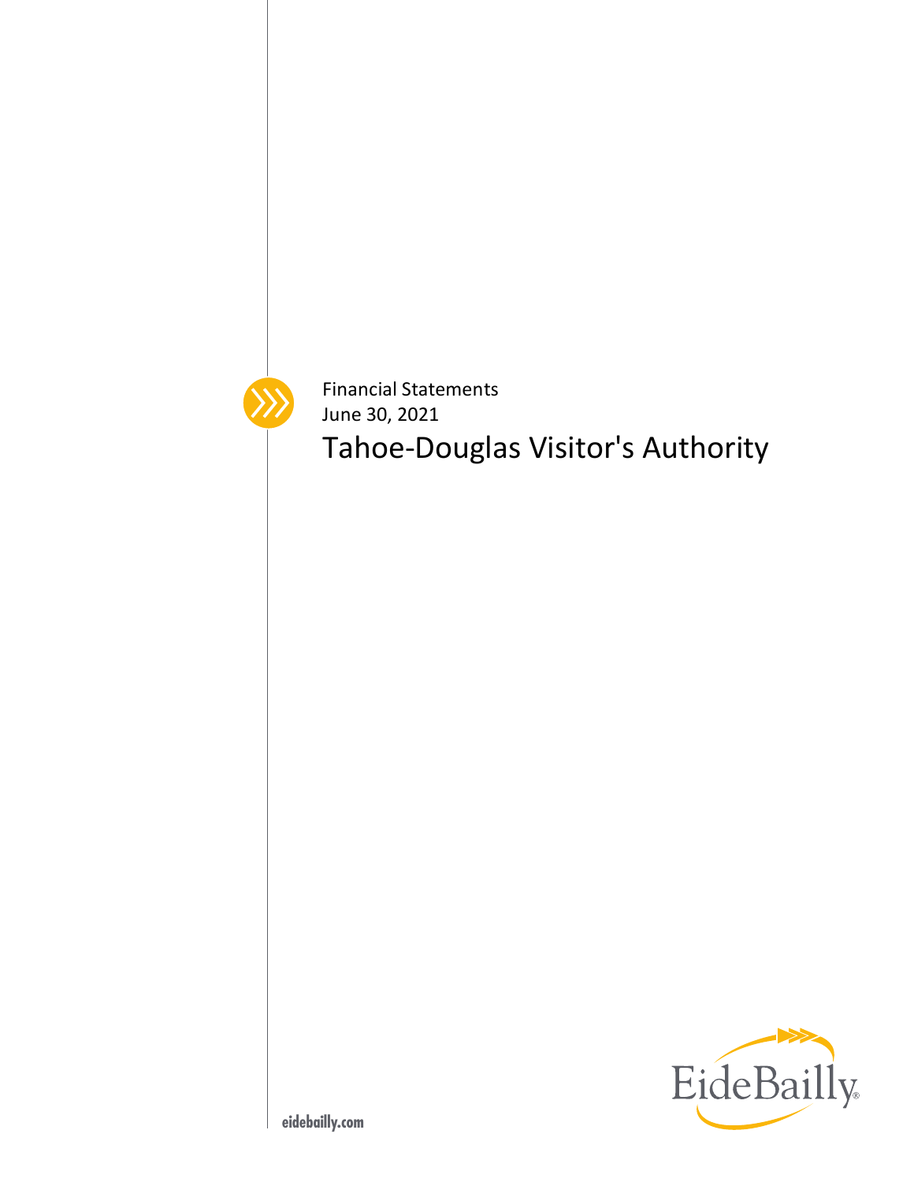Financial Statements

June 30, 2021

# Tahoe-Douglas Visitor's Authority

EideBailly

eidebailly.com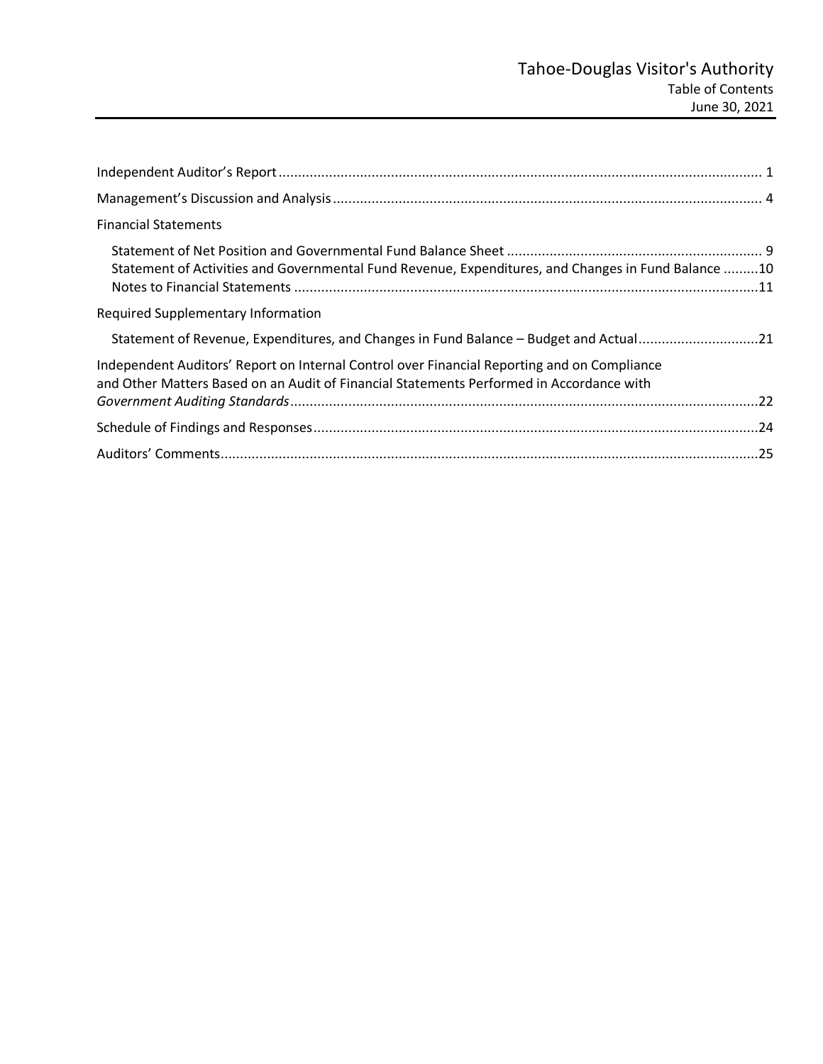# Tahoe-Douglas Visitor's Authority

Table of Contents

June 30, 2021

| | |
|---|---|
| Independent Auditor's Report | 1 |
| Management's Discussion and Analysis | 4 |
| **Financial Statements** | |
| Statement of Net Position and Governmental Fund Balance Sheet | 9 |
| Statement of Activities and Governmental Fund Revenue, Expenditures, and Changes in Fund Balance | 10 |
| Notes to Financial Statements | 11 |
| **Required Supplementary Information** | |
| Statement of Revenue, Expenditures, and Changes in Fund Balance – Budget and Actual | 21 |
| Independent Auditors' Report on Internal Control over Financial Reporting and on Compliance and Other Matters Based on an Audit of Financial Statements Performed in Accordance with *Government Auditing Standards* | 22 |
| Schedule of Findings and Responses | 24 |
| Auditors' Comments | 25 |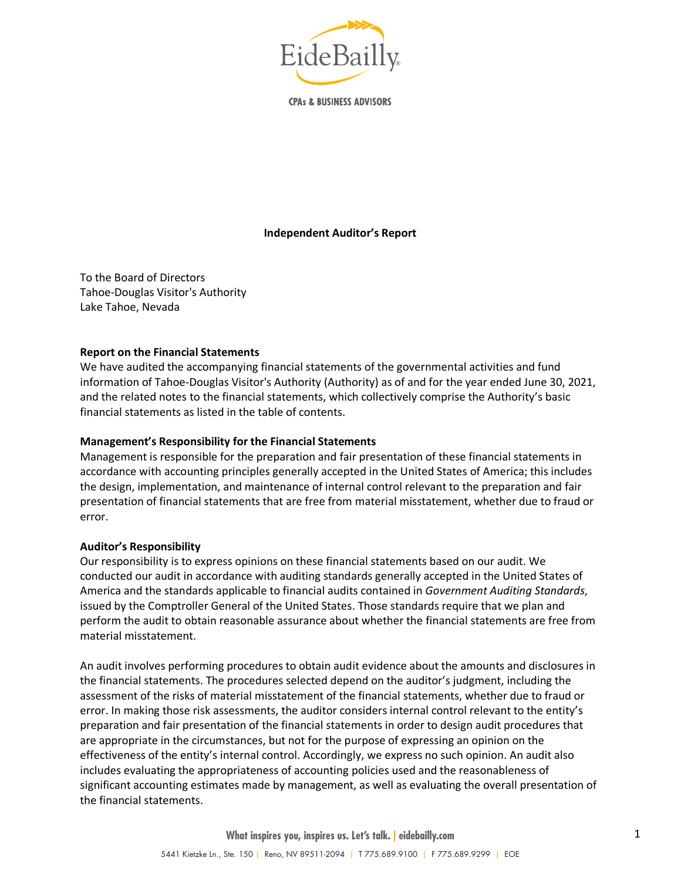**Independent Auditor's Report**

To the Board of Directors
Tahoe-Douglas Visitor's Authority
Lake Tahoe, Nevada

**Report on the Financial Statements**

We have audited the accompanying financial statements of the governmental activities and fund information of Tahoe-Douglas Visitor's Authority (Authority) as of and for the year ended June 30, 2021, and the related notes to the financial statements, which collectively comprise the Authority's basic financial statements as listed in the table of contents.

**Management's Responsibility for the Financial Statements**

Management is responsible for the preparation and fair presentation of these financial statements in accordance with accounting principles generally accepted in the United States of America; this includes the design, implementation, and maintenance of internal control relevant to the preparation and fair presentation of financial statements that are free from material misstatement, whether due to fraud or error.

**Auditor's Responsibility**

Our responsibility is to express opinions on these financial statements based on our audit. We conducted our audit in accordance with auditing standards generally accepted in the United States of America and the standards applicable to financial audits contained in *Government Auditing Standards*, issued by the Comptroller General of the United States. Those standards require that we plan and perform the audit to obtain reasonable assurance about whether the financial statements are free from material misstatement.

An audit involves performing procedures to obtain audit evidence about the amounts and disclosures in the financial statements. The procedures selected depend on the auditor's judgment, including the assessment of the risks of material misstatement of the financial statements, whether due to fraud or error. In making those risk assessments, the auditor considers internal control relevant to the entity's preparation and fair presentation of the financial statements in order to design audit procedures that are appropriate in the circumstances, but not for the purpose of expressing an opinion on the effectiveness of the entity's internal control. Accordingly, we express no such opinion. An audit also includes evaluating the appropriateness of accounting policies used and the reasonableness of significant accounting estimates made by management, as well as evaluating the overall presentation of the financial statements.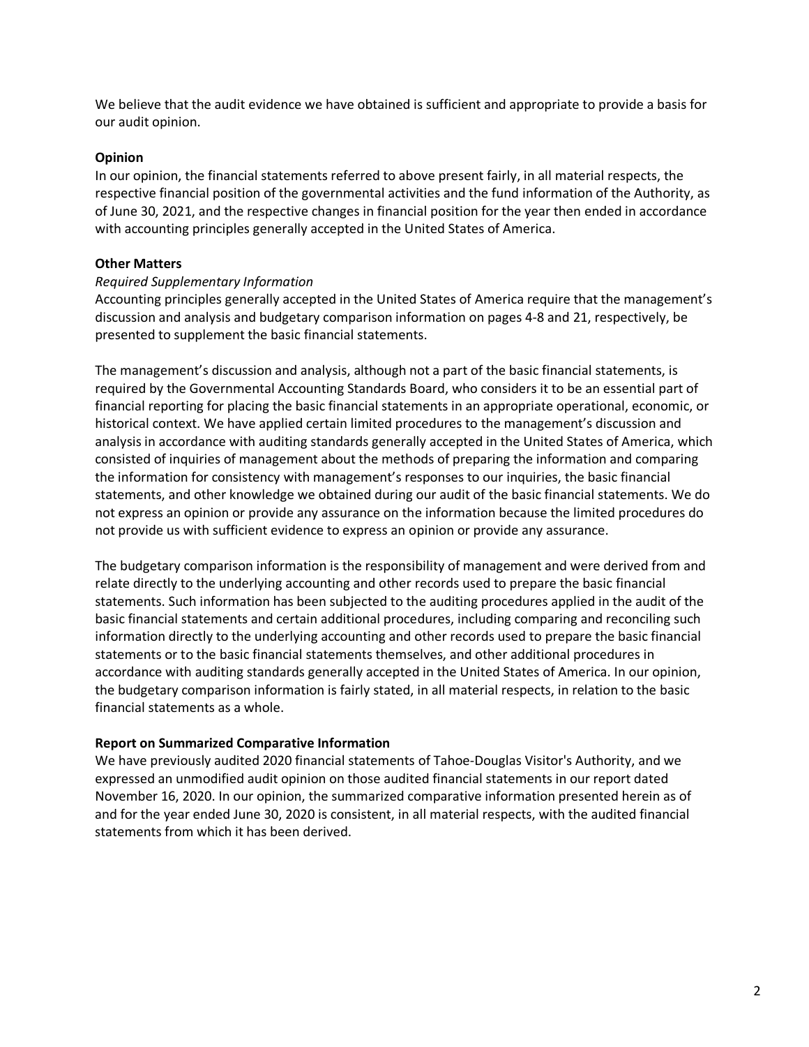We believe that the audit evidence we have obtained is sufficient and appropriate to provide a basis for our audit opinion.

**Opinion**

In our opinion, the financial statements referred to above present fairly, in all material respects, the respective financial position of the governmental activities and the fund information of the Authority, as of June 30, 2021, and the respective changes in financial position for the year then ended in accordance with accounting principles generally accepted in the United States of America.

**Other Matters**

*Required Supplementary Information*

Accounting principles generally accepted in the United States of America require that the management's discussion and analysis and budgetary comparison information on pages 4-8 and 21, respectively, be presented to supplement the basic financial statements.

The management's discussion and analysis, although not a part of the basic financial statements, is required by the Governmental Accounting Standards Board, who considers it to be an essential part of financial reporting for placing the basic financial statements in an appropriate operational, economic, or historical context. We have applied certain limited procedures to the management's discussion and analysis in accordance with auditing standards generally accepted in the United States of America, which consisted of inquiries of management about the methods of preparing the information and comparing the information for consistency with management's responses to our inquiries, the basic financial statements, and other knowledge we obtained during our audit of the basic financial statements. We do not express an opinion or provide any assurance on the information because the limited procedures do not provide us with sufficient evidence to express an opinion or provide any assurance.

The budgetary comparison information is the responsibility of management and were derived from and relate directly to the underlying accounting and other records used to prepare the basic financial statements. Such information has been subjected to the auditing procedures applied in the audit of the basic financial statements and certain additional procedures, including comparing and reconciling such information directly to the underlying accounting and other records used to prepare the basic financial statements or to the basic financial statements themselves, and other additional procedures in accordance with auditing standards generally accepted in the United States of America. In our opinion, the budgetary comparison information is fairly stated, in all material respects, in relation to the basic financial statements as a whole.

**Report on Summarized Comparative Information**

We have previously audited 2020 financial statements of Tahoe-Douglas Visitor's Authority, and we expressed an unmodified audit opinion on those audited financial statements in our report dated November 16, 2020. In our opinion, the summarized comparative information presented herein as of and for the year ended June 30, 2020 is consistent, in all material respects, with the audited financial statements from which it has been derived.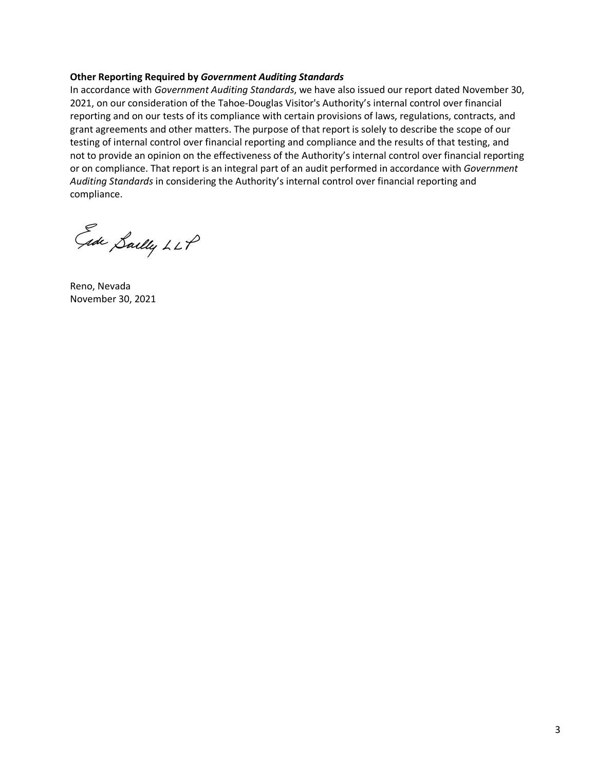**Other Reporting Required by *Government Auditing Standards***

In accordance with *Government Auditing Standards*, we have also issued our report dated November 30, 2021, on our consideration of the Tahoe-Douglas Visitor's Authority's internal control over financial reporting and on our tests of its compliance with certain provisions of laws, regulations, contracts, and grant agreements and other matters. The purpose of that report is solely to describe the scope of our testing of internal control over financial reporting and compliance and the results of that testing, and not to provide an opinion on the effectiveness of the Authority's internal control over financial reporting or on compliance. That report is an integral part of an audit performed in accordance with *Government Auditing Standards* in considering the Authority's internal control over financial reporting and compliance.

Eide Bailly LLP

Reno, Nevada
November 30, 2021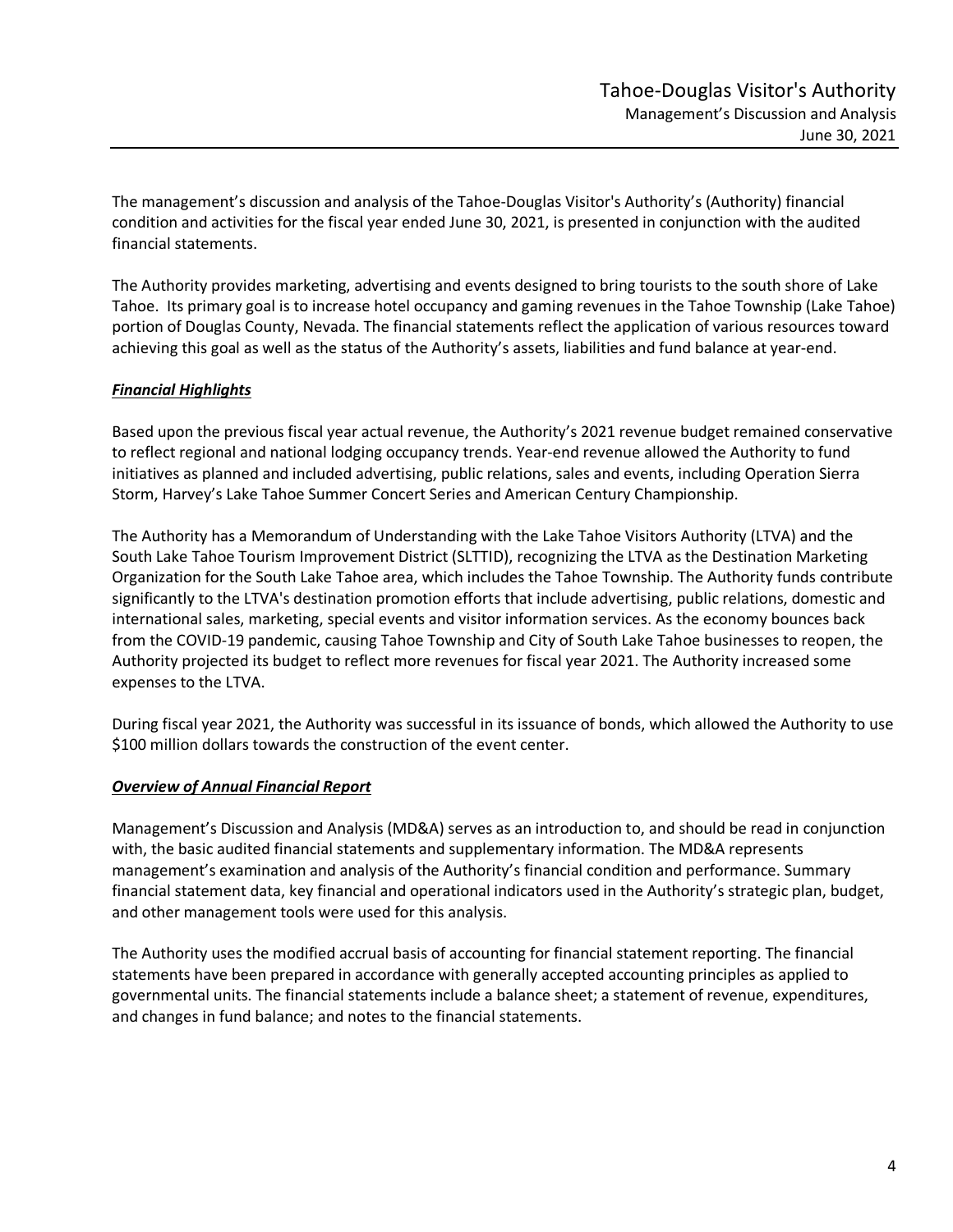The management's discussion and analysis of the Tahoe-Douglas Visitor's Authority's (Authority) financial condition and activities for the fiscal year ended June 30, 2021, is presented in conjunction with the audited financial statements.

The Authority provides marketing, advertising and events designed to bring tourists to the south shore of Lake Tahoe. Its primary goal is to increase hotel occupancy and gaming revenues in the Tahoe Township (Lake Tahoe) portion of Douglas County, Nevada. The financial statements reflect the application of various resources toward achieving this goal as well as the status of the Authority's assets, liabilities and fund balance at year-end.

***Financial Highlights***

Based upon the previous fiscal year actual revenue, the Authority's 2021 revenue budget remained conservative to reflect regional and national lodging occupancy trends. Year-end revenue allowed the Authority to fund initiatives as planned and included advertising, public relations, sales and events, including Operation Sierra Storm, Harvey's Lake Tahoe Summer Concert Series and American Century Championship.

The Authority has a Memorandum of Understanding with the Lake Tahoe Visitors Authority (LTVA) and the South Lake Tahoe Tourism Improvement District (SLTTID), recognizing the LTVA as the Destination Marketing Organization for the South Lake Tahoe area, which includes the Tahoe Township. The Authority funds contribute significantly to the LTVA's destination promotion efforts that include advertising, public relations, domestic and international sales, marketing, special events and visitor information services. As the economy bounces back from the COVID-19 pandemic, causing Tahoe Township and City of South Lake Tahoe businesses to reopen, the Authority projected its budget to reflect more revenues for fiscal year 2021. The Authority increased some expenses to the LTVA.

During fiscal year 2021, the Authority was successful in its issuance of bonds, which allowed the Authority to use $100 million dollars towards the construction of the event center.

***Overview of Annual Financial Report***

Management's Discussion and Analysis (MD&A) serves as an introduction to, and should be read in conjunction with, the basic audited financial statements and supplementary information. The MD&A represents management's examination and analysis of the Authority's financial condition and performance. Summary financial statement data, key financial and operational indicators used in the Authority's strategic plan, budget, and other management tools were used for this analysis.

The Authority uses the modified accrual basis of accounting for financial statement reporting. The financial statements have been prepared in accordance with generally accepted accounting principles as applied to governmental units. The financial statements include a balance sheet; a statement of revenue, expenditures, and changes in fund balance; and notes to the financial statements.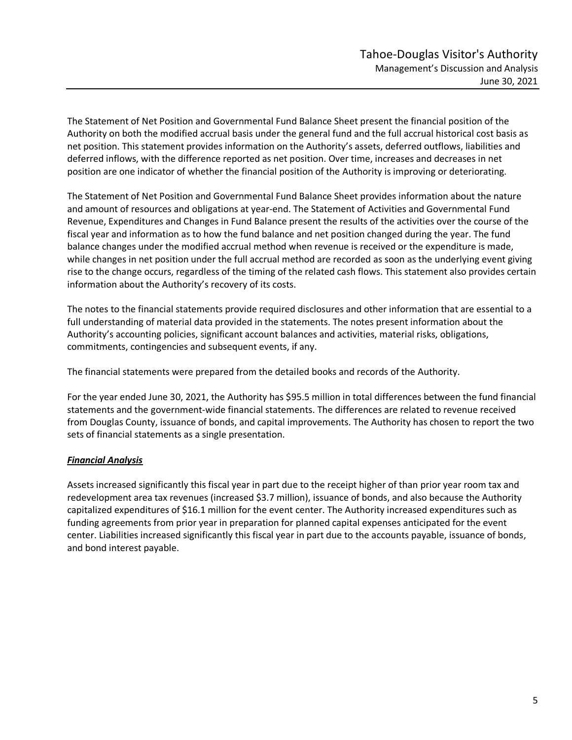The Statement of Net Position and Governmental Fund Balance Sheet present the financial position of the Authority on both the modified accrual basis under the general fund and the full accrual historical cost basis as net position. This statement provides information on the Authority's assets, deferred outflows, liabilities and deferred inflows, with the difference reported as net position. Over time, increases and decreases in net position are one indicator of whether the financial position of the Authority is improving or deteriorating.

The Statement of Net Position and Governmental Fund Balance Sheet provides information about the nature and amount of resources and obligations at year-end. The Statement of Activities and Governmental Fund Revenue, Expenditures and Changes in Fund Balance present the results of the activities over the course of the fiscal year and information as to how the fund balance and net position changed during the year. The fund balance changes under the modified accrual method when revenue is received or the expenditure is made, while changes in net position under the full accrual method are recorded as soon as the underlying event giving rise to the change occurs, regardless of the timing of the related cash flows. This statement also provides certain information about the Authority's recovery of its costs.

The notes to the financial statements provide required disclosures and other information that are essential to a full understanding of material data provided in the statements. The notes present information about the Authority's accounting policies, significant account balances and activities, material risks, obligations, commitments, contingencies and subsequent events, if any.

The financial statements were prepared from the detailed books and records of the Authority.

For the year ended June 30, 2021, the Authority has $95.5 million in total differences between the fund financial statements and the government-wide financial statements. The differences are related to revenue received from Douglas County, issuance of bonds, and capital improvements. The Authority has chosen to report the two sets of financial statements as a single presentation.

***Financial Analysis***

Assets increased significantly this fiscal year in part due to the receipt higher of than prior year room tax and redevelopment area tax revenues (increased $3.7 million), issuance of bonds, and also because the Authority capitalized expenditures of $16.1 million for the event center. The Authority increased expenditures such as funding agreements from prior year in preparation for planned capital expenses anticipated for the event center. Liabilities increased significantly this fiscal year in part due to the accounts payable, issuance of bonds, and bond interest payable.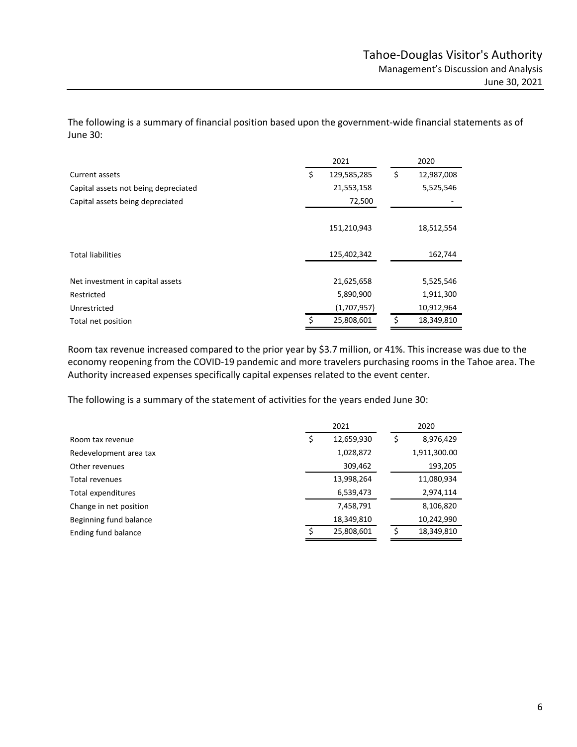The following is a summary of financial position based upon the government-wide financial statements as of June 30:

| | 2021 | 2020 |
|---|---|---|
| Current assets | $ 129,585,285 | $ 12,987,008 |
| Capital assets not being depreciated | 21,553,158 | 5,525,546 |
| Capital assets being depreciated | 72,500 | - |
| | 151,210,943 | 18,512,554 |
| Total liabilities | 125,402,342 | 162,744 |
| Net investment in capital assets | 21,625,658 | 5,525,546 |
| Restricted | 5,890,900 | 1,911,300 |
| Unrestricted | (1,707,957) | 10,912,964 |
| Total net position | $ 25,808,601 | $ 18,349,810 |

Room tax revenue increased compared to the prior year by $3.7 million, or 41%. This increase was due to the economy reopening from the COVID-19 pandemic and more travelers purchasing rooms in the Tahoe area. The Authority increased expenses specifically capital expenses related to the event center.

The following is a summary of the statement of activities for the years ended June 30:

| | 2021 | 2020 |
|---|---|---|
| Room tax revenue | $ 12,659,930 | $ 8,976,429 |
| Redevelopment area tax | 1,028,872 | 1,911,300.00 |
| Other revenues | 309,462 | 193,205 |
| Total revenues | 13,998,264 | 11,080,934 |
| Total expenditures | 6,539,473 | 2,974,114 |
| Change in net position | 7,458,791 | 8,106,820 |
| Beginning fund balance | 18,349,810 | 10,242,990 |
| Ending fund balance | $ 25,808,601 | $ 18,349,810 |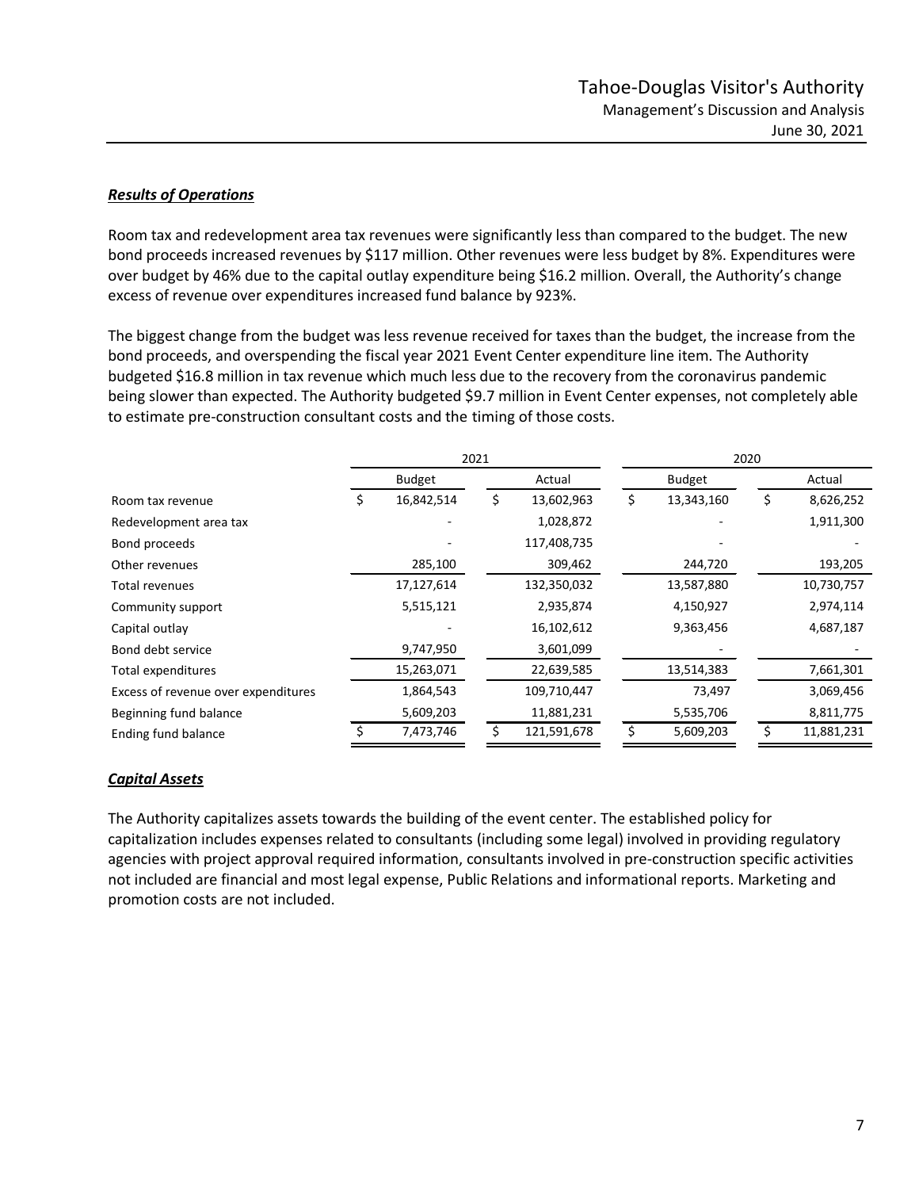### ***Results of Operations***

Room tax and redevelopment area tax revenues were significantly less than compared to the budget. The new bond proceeds increased revenues by $117 million. Other revenues were less budget by 8%. Expenditures were over budget by 46% due to the capital outlay expenditure being $16.2 million. Overall, the Authority's change excess of revenue over expenditures increased fund balance by 923%.

The biggest change from the budget was less revenue received for taxes than the budget, the increase from the bond proceeds, and overspending the fiscal year 2021 Event Center expenditure line item. The Authority budgeted $16.8 million in tax revenue which much less due to the recovery from the coronavirus pandemic being slower than expected. The Authority budgeted $9.7 million in Event Center expenses, not completely able to estimate pre-construction consultant costs and the timing of those costs.

| | 2021 | | 2020 | |
|---|---|---|---|---|
| | Budget | Actual | Budget | Actual |
| Room tax revenue | $ 16,842,514 | $ 13,602,963 | $ 13,343,160 | $ 8,626,252 |
| Redevelopment area tax | - | 1,028,872 | - | 1,911,300 |
| Bond proceeds | - | 117,408,735 | - | - |
| Other revenues | 285,100 | 309,462 | 244,720 | 193,205 |
| Total revenues | 17,127,614 | 132,350,032 | 13,587,880 | 10,730,757 |
| Community support | 5,515,121 | 2,935,874 | 4,150,927 | 2,974,114 |
| Capital outlay | - | 16,102,612 | 9,363,456 | 4,687,187 |
| Bond debt service | 9,747,950 | 3,601,099 | - | - |
| Total expenditures | 15,263,071 | 22,639,585 | 13,514,383 | 7,661,301 |
| Excess of revenue over expenditures | 1,864,543 | 109,710,447 | 73,497 | 3,069,456 |
| Beginning fund balance | 5,609,203 | 11,881,231 | 5,535,706 | 8,811,775 |
| Ending fund balance | $ 7,473,746 | $ 121,591,678 | $ 5,609,203 | $ 11,881,231 |

### ***Capital Assets***

The Authority capitalizes assets towards the building of the event center. The established policy for capitalization includes expenses related to consultants (including some legal) involved in providing regulatory agencies with project approval required information, consultants involved in pre-construction specific activities not included are financial and most legal expense, Public Relations and informational reports. Marketing and promotion costs are not included.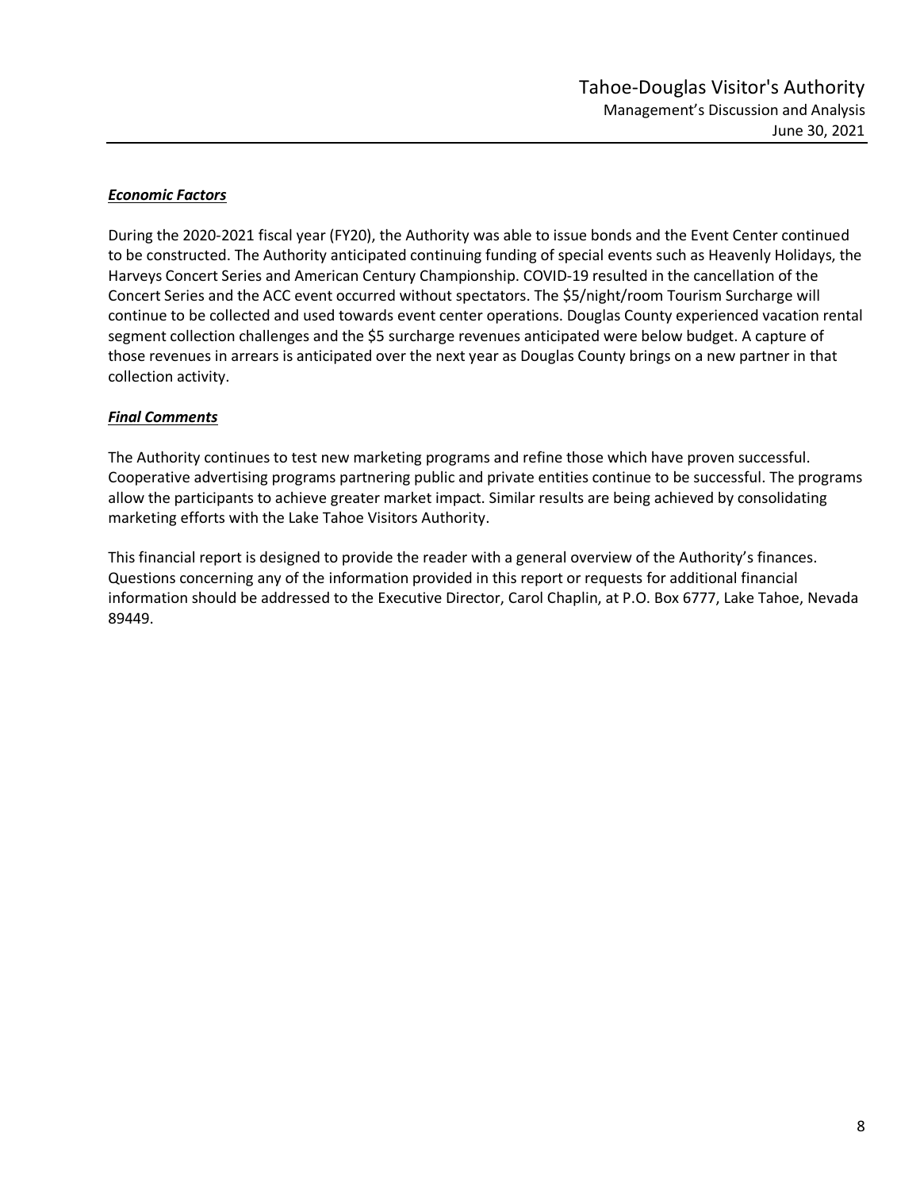***Economic Factors***

During the 2020-2021 fiscal year (FY20), the Authority was able to issue bonds and the Event Center continued to be constructed. The Authority anticipated continuing funding of special events such as Heavenly Holidays, the Harveys Concert Series and American Century Championship. COVID-19 resulted in the cancellation of the Concert Series and the ACC event occurred without spectators. The $5/night/room Tourism Surcharge will continue to be collected and used towards event center operations. Douglas County experienced vacation rental segment collection challenges and the $5 surcharge revenues anticipated were below budget. A capture of those revenues in arrears is anticipated over the next year as Douglas County brings on a new partner in that collection activity.

***Final Comments***

The Authority continues to test new marketing programs and refine those which have proven successful. Cooperative advertising programs partnering public and private entities continue to be successful. The programs allow the participants to achieve greater market impact. Similar results are being achieved by consolidating marketing efforts with the Lake Tahoe Visitors Authority.

This financial report is designed to provide the reader with a general overview of the Authority's finances. Questions concerning any of the information provided in this report or requests for additional financial information should be addressed to the Executive Director, Carol Chaplin, at P.O. Box 6777, Lake Tahoe, Nevada 89449.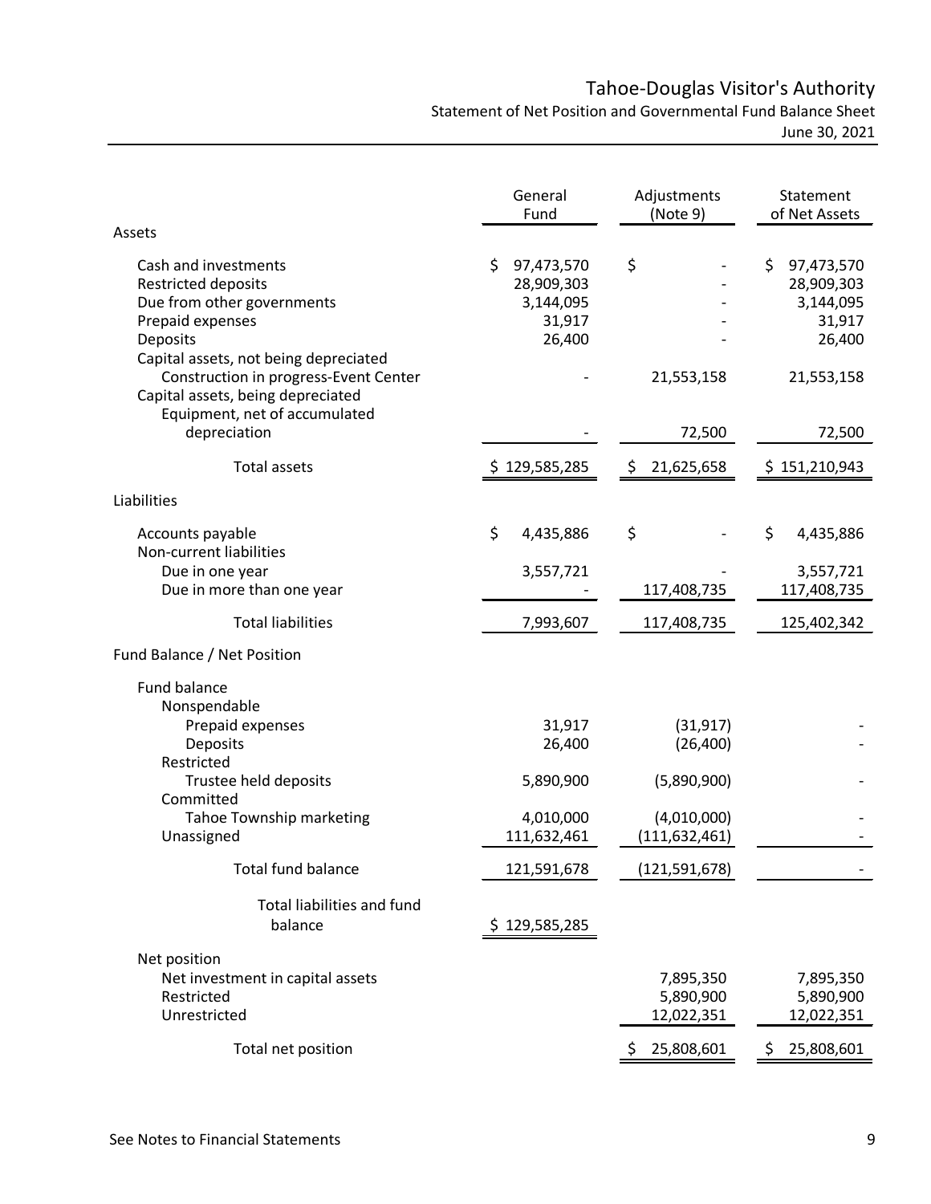# Tahoe-Douglas Visitor's Authority

## Statement of Net Position and Governmental Fund Balance Sheet

June 30, 2021

| | General Fund | Adjustments (Note 9) | Statement of Net Assets |
|---|---|---|---|
| **Assets** | | | |
| Cash and investments | $ 97,473,570 | $ - | $ 97,473,570 |
| Restricted deposits | 28,909,303 | - | 28,909,303 |
| Due from other governments | 3,144,095 | - | 3,144,095 |
| Prepaid expenses | 31,917 | - | 31,917 |
| Deposits | 26,400 | - | 26,400 |
| Capital assets, not being depreciated | | | |
| Construction in progress-Event Center | - | 21,553,158 | 21,553,158 |
| Capital assets, being depreciated | | | |
| Equipment, net of accumulated depreciation | - | 72,500 | 72,500 |
| Total assets | $ 129,585,285 | $ 21,625,658 | $ 151,210,943 |
| **Liabilities** | | | |
| Accounts payable | $ 4,435,886 | $ - | $ 4,435,886 |
| Non-current liabilities | | | |
| Due in one year | 3,557,721 | - | 3,557,721 |
| Due in more than one year | - | 117,408,735 | 117,408,735 |
| Total liabilities | 7,993,607 | 117,408,735 | 125,402,342 |
| **Fund Balance / Net Position** | | | |
| Fund balance | | | |
| Nonspendable | | | |
| Prepaid expenses | 31,917 | (31,917) | - |
| Deposits | 26,400 | (26,400) | - |
| Restricted | | | |
| Trustee held deposits | 5,890,900 | (5,890,900) | - |
| Committed | | | |
| Tahoe Township marketing | 4,010,000 | (4,010,000) | - |
| Unassigned | 111,632,461 | (111,632,461) | - |
| Total fund balance | 121,591,678 | (121,591,678) | - |
| Total liabilities and fund balance | $ 129,585,285 | | |
| Net position | | | |
| Net investment in capital assets | | 7,895,350 | 7,895,350 |
| Restricted | | 5,890,900 | 5,890,900 |
| Unrestricted | | 12,022,351 | 12,022,351 |
| Total net position | | $ 25,808,601 | $ 25,808,601 |

See Notes to Financial Statements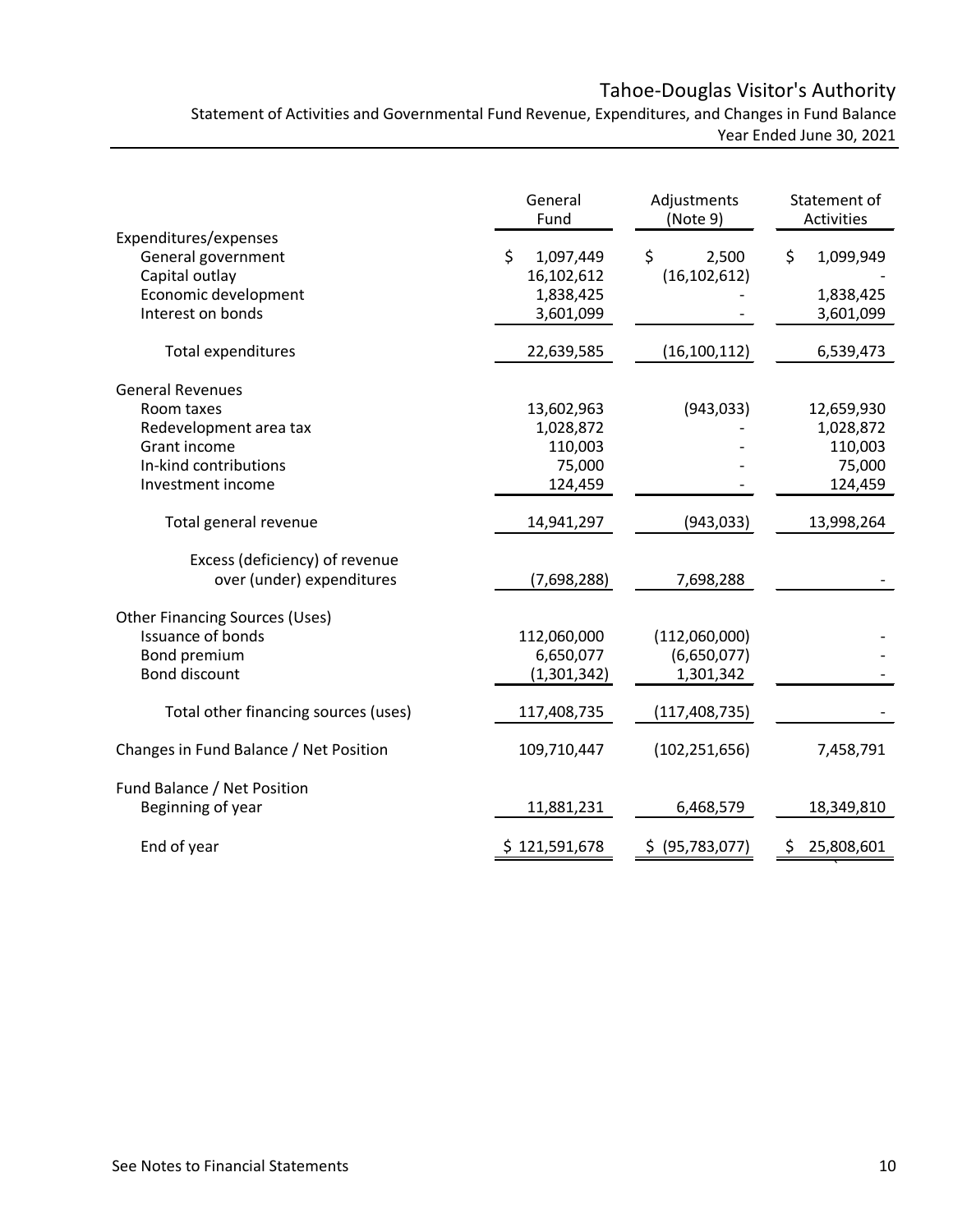# Tahoe-Douglas Visitor's Authority

Statement of Activities and Governmental Fund Revenue, Expenditures, and Changes in Fund Balance
Year Ended June 30, 2021

| | General Fund | Adjustments (Note 9) | Statement of Activities |
|---|---|---|---|
| Expenditures/expenses | | | |
| General government | $ 1,097,449 | $ 2,500 | $ 1,099,949 |
| Capital outlay | 16,102,612 | (16,102,612) | - |
| Economic development | 1,838,425 | - | 1,838,425 |
| Interest on bonds | 3,601,099 | - | 3,601,099 |
| Total expenditures | 22,639,585 | (16,100,112) | 6,539,473 |
| General Revenues | | | |
| Room taxes | 13,602,963 | (943,033) | 12,659,930 |
| Redevelopment area tax | 1,028,872 | - | 1,028,872 |
| Grant income | 110,003 | - | 110,003 |
| In-kind contributions | 75,000 | - | 75,000 |
| Investment income | 124,459 | - | 124,459 |
| Total general revenue | 14,941,297 | (943,033) | 13,998,264 |
| Excess (deficiency) of revenue over (under) expenditures | (7,698,288) | 7,698,288 | - |
| Other Financing Sources (Uses) | | | |
| Issuance of bonds | 112,060,000 | (112,060,000) | - |
| Bond premium | 6,650,077 | (6,650,077) | - |
| Bond discount | (1,301,342) | 1,301,342 | - |
| Total other financing sources (uses) | 117,408,735 | (117,408,735) | - |
| Changes in Fund Balance / Net Position | 109,710,447 | (102,251,656) | 7,458,791 |
| Fund Balance / Net Position | | | |
| Beginning of year | 11,881,231 | 6,468,579 | 18,349,810 |
| End of year | $ 121,591,678 | $ (95,783,077) | $ 25,808,601 |

See Notes to Financial Statements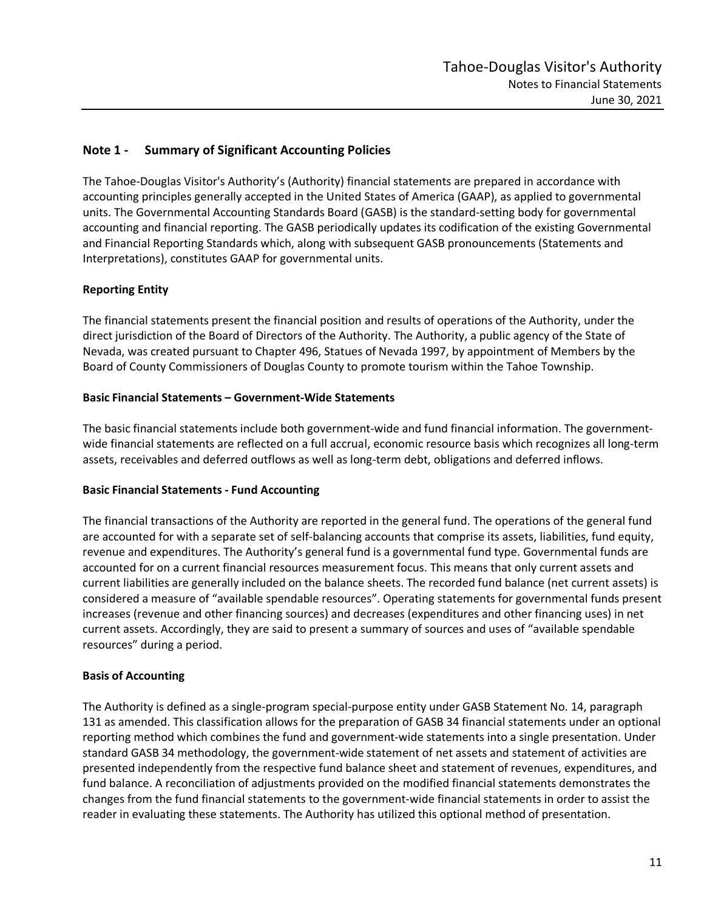## Note 1 - Summary of Significant Accounting Policies

The Tahoe-Douglas Visitor's Authority's (Authority) financial statements are prepared in accordance with accounting principles generally accepted in the United States of America (GAAP), as applied to governmental units. The Governmental Accounting Standards Board (GASB) is the standard-setting body for governmental accounting and financial reporting. The GASB periodically updates its codification of the existing Governmental and Financial Reporting Standards which, along with subsequent GASB pronouncements (Statements and Interpretations), constitutes GAAP for governmental units.

### Reporting Entity

The financial statements present the financial position and results of operations of the Authority, under the direct jurisdiction of the Board of Directors of the Authority. The Authority, a public agency of the State of Nevada, was created pursuant to Chapter 496, Statues of Nevada 1997, by appointment of Members by the Board of County Commissioners of Douglas County to promote tourism within the Tahoe Township.

### Basic Financial Statements – Government-Wide Statements

The basic financial statements include both government-wide and fund financial information. The government-wide financial statements are reflected on a full accrual, economic resource basis which recognizes all long-term assets, receivables and deferred outflows as well as long-term debt, obligations and deferred inflows.

### Basic Financial Statements - Fund Accounting

The financial transactions of the Authority are reported in the general fund. The operations of the general fund are accounted for with a separate set of self-balancing accounts that comprise its assets, liabilities, fund equity, revenue and expenditures. The Authority's general fund is a governmental fund type. Governmental funds are accounted for on a current financial resources measurement focus. This means that only current assets and current liabilities are generally included on the balance sheets. The recorded fund balance (net current assets) is considered a measure of "available spendable resources". Operating statements for governmental funds present increases (revenue and other financing sources) and decreases (expenditures and other financing uses) in net current assets. Accordingly, they are said to present a summary of sources and uses of "available spendable resources" during a period.

### Basis of Accounting

The Authority is defined as a single-program special-purpose entity under GASB Statement No. 14, paragraph 131 as amended. This classification allows for the preparation of GASB 34 financial statements under an optional reporting method which combines the fund and government-wide statements into a single presentation. Under standard GASB 34 methodology, the government-wide statement of net assets and statement of activities are presented independently from the respective fund balance sheet and statement of revenues, expenditures, and fund balance. A reconciliation of adjustments provided on the modified financial statements demonstrates the changes from the fund financial statements to the government-wide financial statements in order to assist the reader in evaluating these statements. The Authority has utilized this optional method of presentation.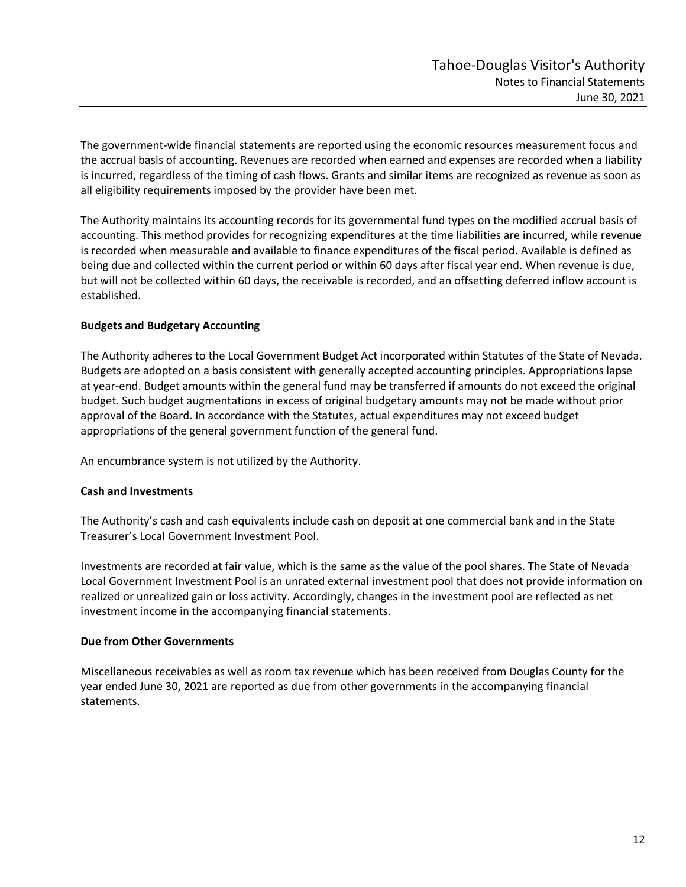The government-wide financial statements are reported using the economic resources measurement focus and the accrual basis of accounting. Revenues are recorded when earned and expenses are recorded when a liability is incurred, regardless of the timing of cash flows. Grants and similar items are recognized as revenue as soon as all eligibility requirements imposed by the provider have been met.

The Authority maintains its accounting records for its governmental fund types on the modified accrual basis of accounting. This method provides for recognizing expenditures at the time liabilities are incurred, while revenue is recorded when measurable and available to finance expenditures of the fiscal period. Available is defined as being due and collected within the current period or within 60 days after fiscal year end. When revenue is due, but will not be collected within 60 days, the receivable is recorded, and an offsetting deferred inflow account is established.

**Budgets and Budgetary Accounting**

The Authority adheres to the Local Government Budget Act incorporated within Statutes of the State of Nevada. Budgets are adopted on a basis consistent with generally accepted accounting principles. Appropriations lapse at year-end. Budget amounts within the general fund may be transferred if amounts do not exceed the original budget. Such budget augmentations in excess of original budgetary amounts may not be made without prior approval of the Board. In accordance with the Statutes, actual expenditures may not exceed budget appropriations of the general government function of the general fund.

An encumbrance system is not utilized by the Authority.

**Cash and Investments**

The Authority's cash and cash equivalents include cash on deposit at one commercial bank and in the State Treasurer's Local Government Investment Pool.

Investments are recorded at fair value, which is the same as the value of the pool shares. The State of Nevada Local Government Investment Pool is an unrated external investment pool that does not provide information on realized or unrealized gain or loss activity. Accordingly, changes in the investment pool are reflected as net investment income in the accompanying financial statements.

**Due from Other Governments**

Miscellaneous receivables as well as room tax revenue which has been received from Douglas County for the year ended June 30, 2021 are reported as due from other governments in the accompanying financial statements.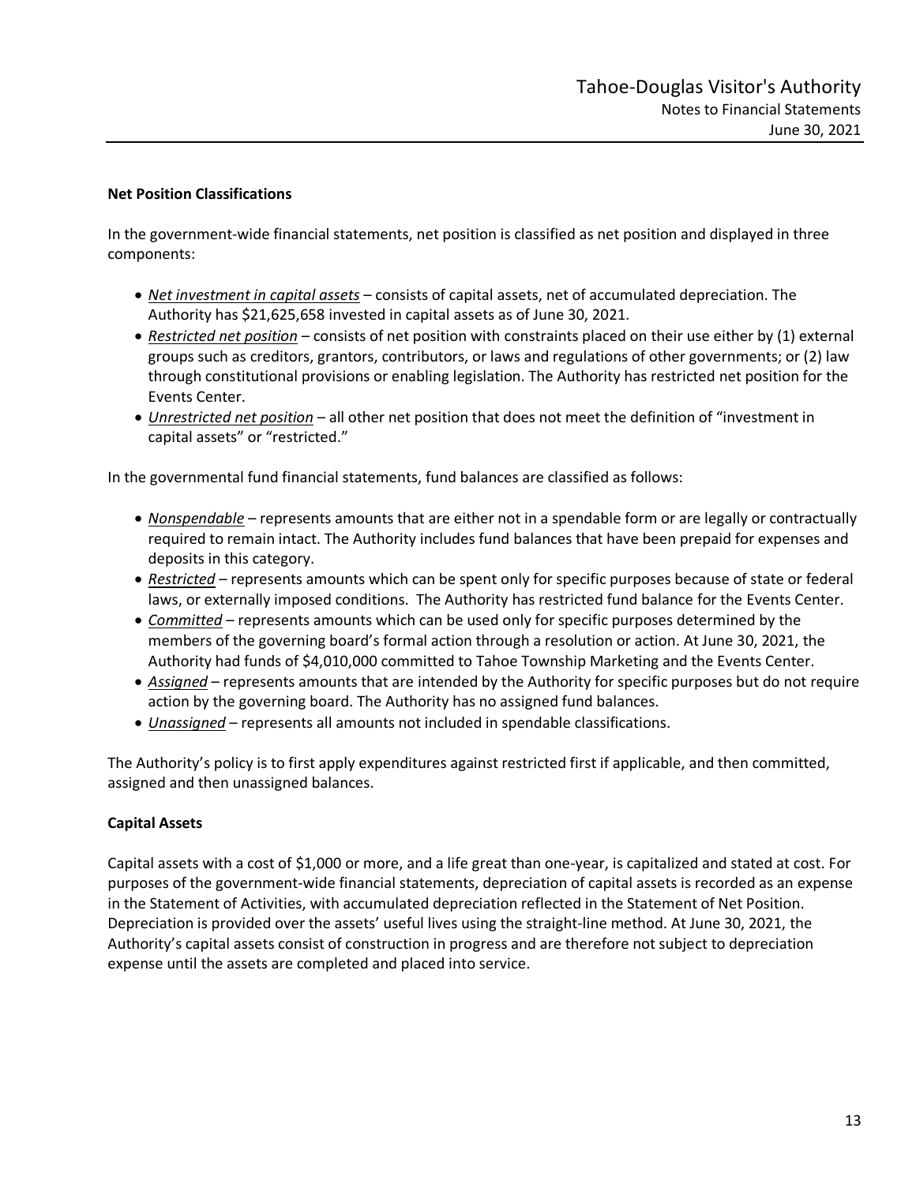### Net Position Classifications

In the government-wide financial statements, net position is classified as net position and displayed in three components:

- *Net investment in capital assets* – consists of capital assets, net of accumulated depreciation. The Authority has $21,625,658 invested in capital assets as of June 30, 2021.
- *Restricted net position* – consists of net position with constraints placed on their use either by (1) external groups such as creditors, grantors, contributors, or laws and regulations of other governments; or (2) law through constitutional provisions or enabling legislation. The Authority has restricted net position for the Events Center.
- *Unrestricted net position* – all other net position that does not meet the definition of "investment in capital assets" or "restricted."

In the governmental fund financial statements, fund balances are classified as follows:

- *Nonspendable* – represents amounts that are either not in a spendable form or are legally or contractually required to remain intact. The Authority includes fund balances that have been prepaid for expenses and deposits in this category.
- *Restricted* – represents amounts which can be spent only for specific purposes because of state or federal laws, or externally imposed conditions. The Authority has restricted fund balance for the Events Center.
- *Committed* – represents amounts which can be used only for specific purposes determined by the members of the governing board's formal action through a resolution or action. At June 30, 2021, the Authority had funds of $4,010,000 committed to Tahoe Township Marketing and the Events Center.
- *Assigned* – represents amounts that are intended by the Authority for specific purposes but do not require action by the governing board. The Authority has no assigned fund balances.
- *Unassigned* – represents all amounts not included in spendable classifications.

The Authority's policy is to first apply expenditures against restricted first if applicable, and then committed, assigned and then unassigned balances.

### Capital Assets

Capital assets with a cost of $1,000 or more, and a life great than one-year, is capitalized and stated at cost. For purposes of the government-wide financial statements, depreciation of capital assets is recorded as an expense in the Statement of Activities, with accumulated depreciation reflected in the Statement of Net Position. Depreciation is provided over the assets' useful lives using the straight-line method. At June 30, 2021, the Authority's capital assets consist of construction in progress and are therefore not subject to depreciation expense until the assets are completed and placed into service.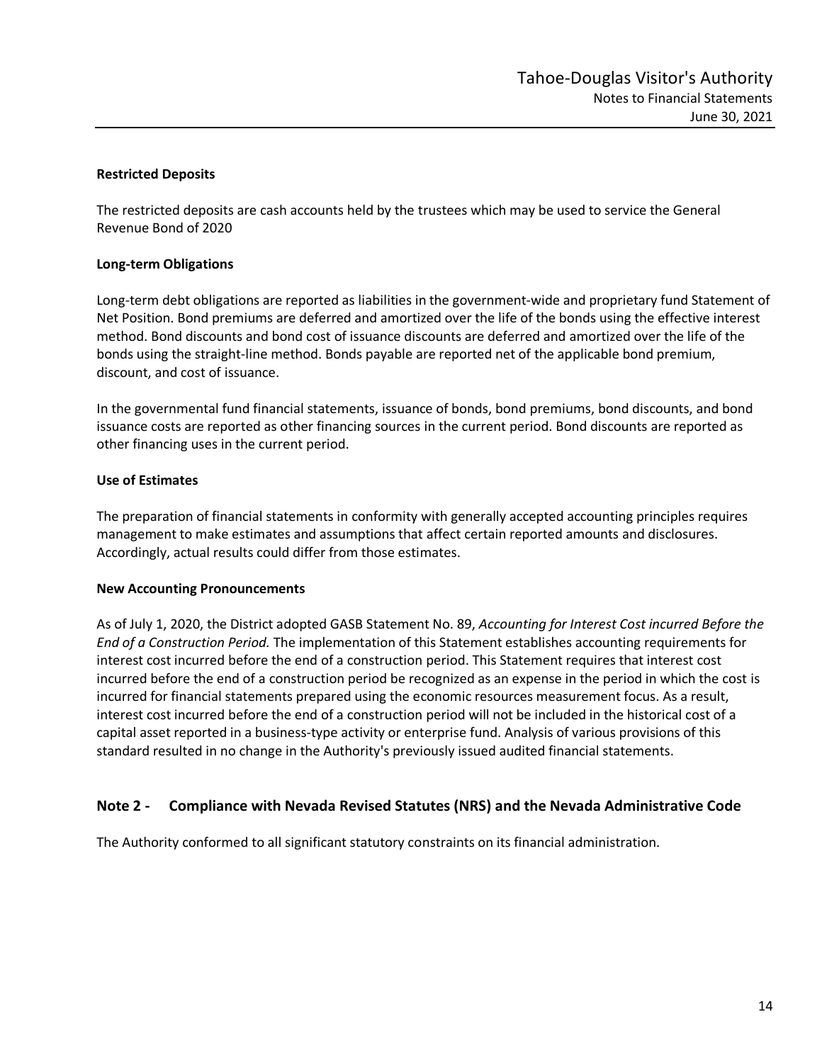**Restricted Deposits**

The restricted deposits are cash accounts held by the trustees which may be used to service the General Revenue Bond of 2020

**Long-term Obligations**

Long-term debt obligations are reported as liabilities in the government-wide and proprietary fund Statement of Net Position. Bond premiums are deferred and amortized over the life of the bonds using the effective interest method. Bond discounts and bond cost of issuance discounts are deferred and amortized over the life of the bonds using the straight-line method. Bonds payable are reported net of the applicable bond premium, discount, and cost of issuance.

In the governmental fund financial statements, issuance of bonds, bond premiums, bond discounts, and bond issuance costs are reported as other financing sources in the current period. Bond discounts are reported as other financing uses in the current period.

**Use of Estimates**

The preparation of financial statements in conformity with generally accepted accounting principles requires management to make estimates and assumptions that affect certain reported amounts and disclosures. Accordingly, actual results could differ from those estimates.

**New Accounting Pronouncements**

As of July 1, 2020, the District adopted GASB Statement No. 89, *Accounting for Interest Cost incurred Before the End of a Construction Period.* The implementation of this Statement establishes accounting requirements for interest cost incurred before the end of a construction period. This Statement requires that interest cost incurred before the end of a construction period be recognized as an expense in the period in which the cost is incurred for financial statements prepared using the economic resources measurement focus. As a result, interest cost incurred before the end of a construction period will not be included in the historical cost of a capital asset reported in a business-type activity or enterprise fund. Analysis of various provisions of this standard resulted in no change in the Authority's previously issued audited financial statements.

## Note 2 - Compliance with Nevada Revised Statutes (NRS) and the Nevada Administrative Code

The Authority conformed to all significant statutory constraints on its financial administration.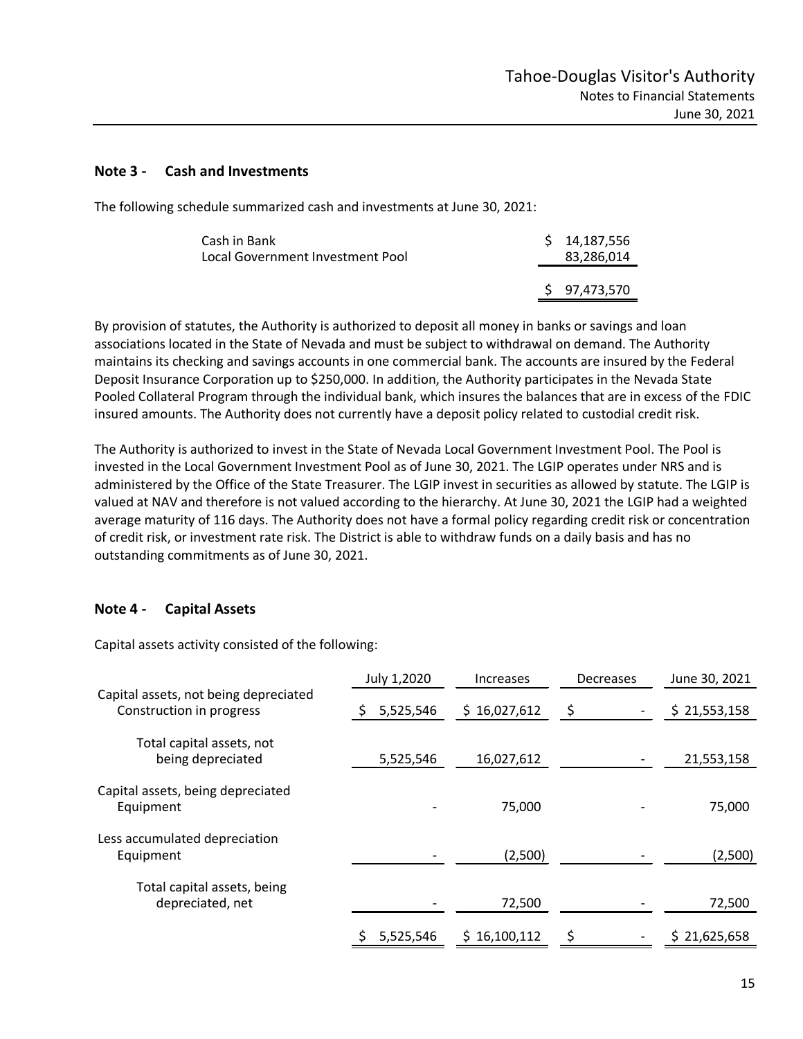## Note 3 - Cash and Investments

The following schedule summarized cash and investments at June 30, 2021:

| | |
|---|---|
| Cash in Bank | $ 14,187,556 |
| Local Government Investment Pool | 83,286,014 |
| | $ 97,473,570 |

By provision of statutes, the Authority is authorized to deposit all money in banks or savings and loan associations located in the State of Nevada and must be subject to withdrawal on demand. The Authority maintains its checking and savings accounts in one commercial bank. The accounts are insured by the Federal Deposit Insurance Corporation up to $250,000. In addition, the Authority participates in the Nevada State Pooled Collateral Program through the individual bank, which insures the balances that are in excess of the FDIC insured amounts. The Authority does not currently have a deposit policy related to custodial credit risk.

The Authority is authorized to invest in the State of Nevada Local Government Investment Pool. The Pool is invested in the Local Government Investment Pool as of June 30, 2021. The LGIP operates under NRS and is administered by the Office of the State Treasurer. The LGIP invest in securities as allowed by statute. The LGIP is valued at NAV and therefore is not valued according to the hierarchy. At June 30, 2021 the LGIP had a weighted average maturity of 116 days. The Authority does not have a formal policy regarding credit risk or concentration of credit risk, or investment rate risk. The District is able to withdraw funds on a daily basis and has no outstanding commitments as of June 30, 2021.

## Note 4 - Capital Assets

Capital assets activity consisted of the following:

| | July 1,2020 | Increases | Decreases | June 30, 2021 |
|---|---|---|---|---|
| Capital assets, not being depreciated | | | | |
| Construction in progress | $ 5,525,546 | $ 16,027,612 | $ - | $ 21,553,158 |
| Total capital assets, not being depreciated | 5,525,546 | 16,027,612 | - | 21,553,158 |
| Capital assets, being depreciated | | | | |
| Equipment | - | 75,000 | - | 75,000 |
| Less accumulated depreciation | | | | |
| Equipment | - | (2,500) | - | (2,500) |
| Total capital assets, being depreciated, net | - | 72,500 | - | 72,500 |
| | $ 5,525,546 | $ 16,100,112 | $ - | $ 21,625,658 |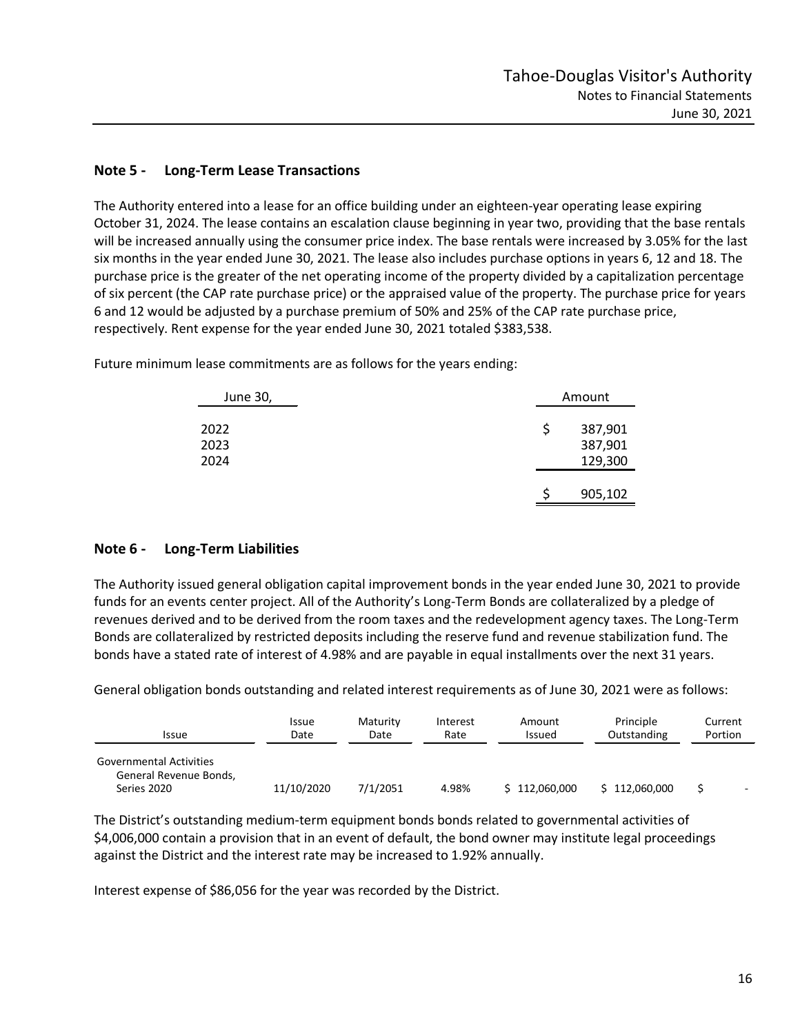## Note 5 - Long-Term Lease Transactions

The Authority entered into a lease for an office building under an eighteen-year operating lease expiring October 31, 2024. The lease contains an escalation clause beginning in year two, providing that the base rentals will be increased annually using the consumer price index. The base rentals were increased by 3.05% for the last six months in the year ended June 30, 2021. The lease also includes purchase options in years 6, 12 and 18. The purchase price is the greater of the net operating income of the property divided by a capitalization percentage of six percent (the CAP rate purchase price) or the appraised value of the property. The purchase price for years 6 and 12 would be adjusted by a purchase premium of 50% and 25% of the CAP rate purchase price, respectively. Rent expense for the year ended June 30, 2021 totaled $383,538.

Future minimum lease commitments are as follows for the years ending:

| June 30, | Amount |
|---|---|
| 2022 | $ 387,901 |
| 2023 | 387,901 |
| 2024 | 129,300 |
| | $ 905,102 |

## Note 6 - Long-Term Liabilities

The Authority issued general obligation capital improvement bonds in the year ended June 30, 2021 to provide funds for an events center project. All of the Authority's Long-Term Bonds are collateralized by a pledge of revenues derived and to be derived from the room taxes and the redevelopment agency taxes. The Long-Term Bonds are collateralized by restricted deposits including the reserve fund and revenue stabilization fund. The bonds have a stated rate of interest of 4.98% and are payable in equal installments over the next 31 years.

General obligation bonds outstanding and related interest requirements as of June 30, 2021 were as follows:

| Issue | Issue Date | Maturity Date | Interest Rate | Amount Issued | Principle Outstanding | Current Portion |
|---|---|---|---|---|---|---|
| Governmental Activities General Revenue Bonds, Series 2020 | 11/10/2020 | 7/1/2051 | 4.98% | $ 112,060,000 | $ 112,060,000 | $ - |

The District's outstanding medium-term equipment bonds bonds related to governmental activities of $4,006,000 contain a provision that in an event of default, the bond owner may institute legal proceedings against the District and the interest rate may be increased to 1.92% annually.

Interest expense of $86,056 for the year was recorded by the District.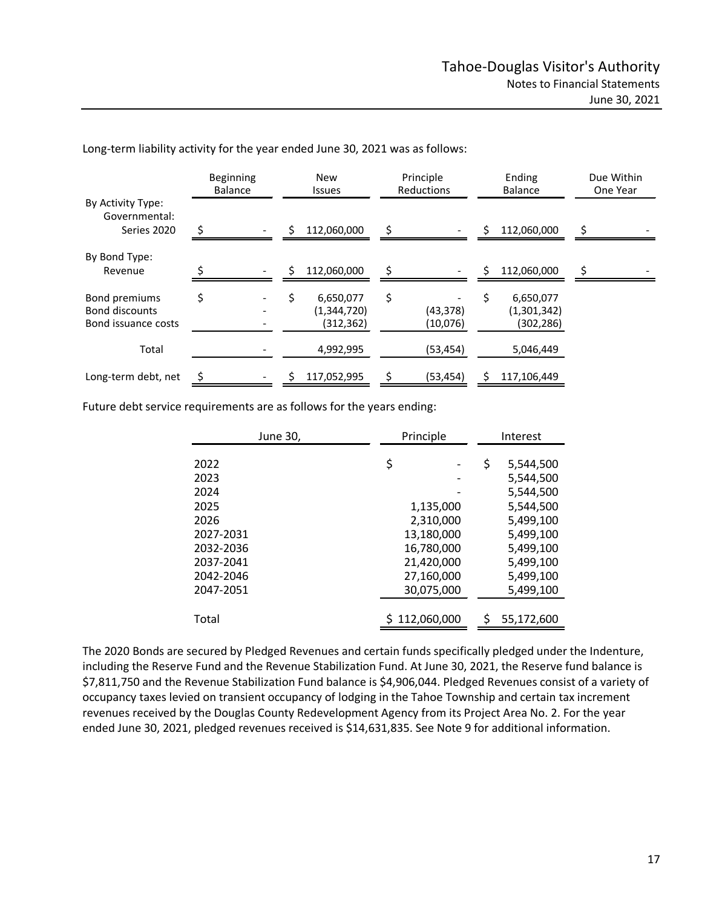Long-term liability activity for the year ended June 30, 2021 was as follows:

| | Beginning Balance | New Issues | Principle Reductions | Ending Balance | Due Within One Year |
|---|---|---|---|---|---|
| By Activity Type: | | | | | |
| Governmental: | | | | | |
| Series 2020 | $ - | $ 112,060,000 | $ - | $ 112,060,000 | $ - |
| By Bond Type: | | | | | |
| Revenue | $ - | $ 112,060,000 | $ - | $ 112,060,000 | $ - |
| Bond premiums | $ - | $ 6,650,077 | $ - | $ 6,650,077 | |
| Bond discounts | - | (1,344,720) | (43,378) | (1,301,342) | |
| Bond issuance costs | - | (312,362) | (10,076) | (302,286) | |
| Total | - | 4,992,995 | (53,454) | 5,046,449 | |
| Long-term debt, net | $ - | $ 117,052,995 | $ (53,454) | $ 117,106,449 | |

Future debt service requirements are as follows for the years ending:

| June 30, | Principle | Interest |
|---|---|---|
| 2022 | $ - | $ 5,544,500 |
| 2023 | - | 5,544,500 |
| 2024 | - | 5,544,500 |
| 2025 | 1,135,000 | 5,544,500 |
| 2026 | 2,310,000 | 5,499,100 |
| 2027-2031 | 13,180,000 | 5,499,100 |
| 2032-2036 | 16,780,000 | 5,499,100 |
| 2037-2041 | 21,420,000 | 5,499,100 |
| 2042-2046 | 27,160,000 | 5,499,100 |
| 2047-2051 | 30,075,000 | 5,499,100 |
| Total | $ 112,060,000 | $ 55,172,600 |

The 2020 Bonds are secured by Pledged Revenues and certain funds specifically pledged under the Indenture, including the Reserve Fund and the Revenue Stabilization Fund. At June 30, 2021, the Reserve fund balance is $7,811,750 and the Revenue Stabilization Fund balance is $4,906,044. Pledged Revenues consist of a variety of occupancy taxes levied on transient occupancy of lodging in the Tahoe Township and certain tax increment revenues received by the Douglas County Redevelopment Agency from its Project Area No. 2. For the year ended June 30, 2021, pledged revenues received is $14,631,835. See Note 9 for additional information.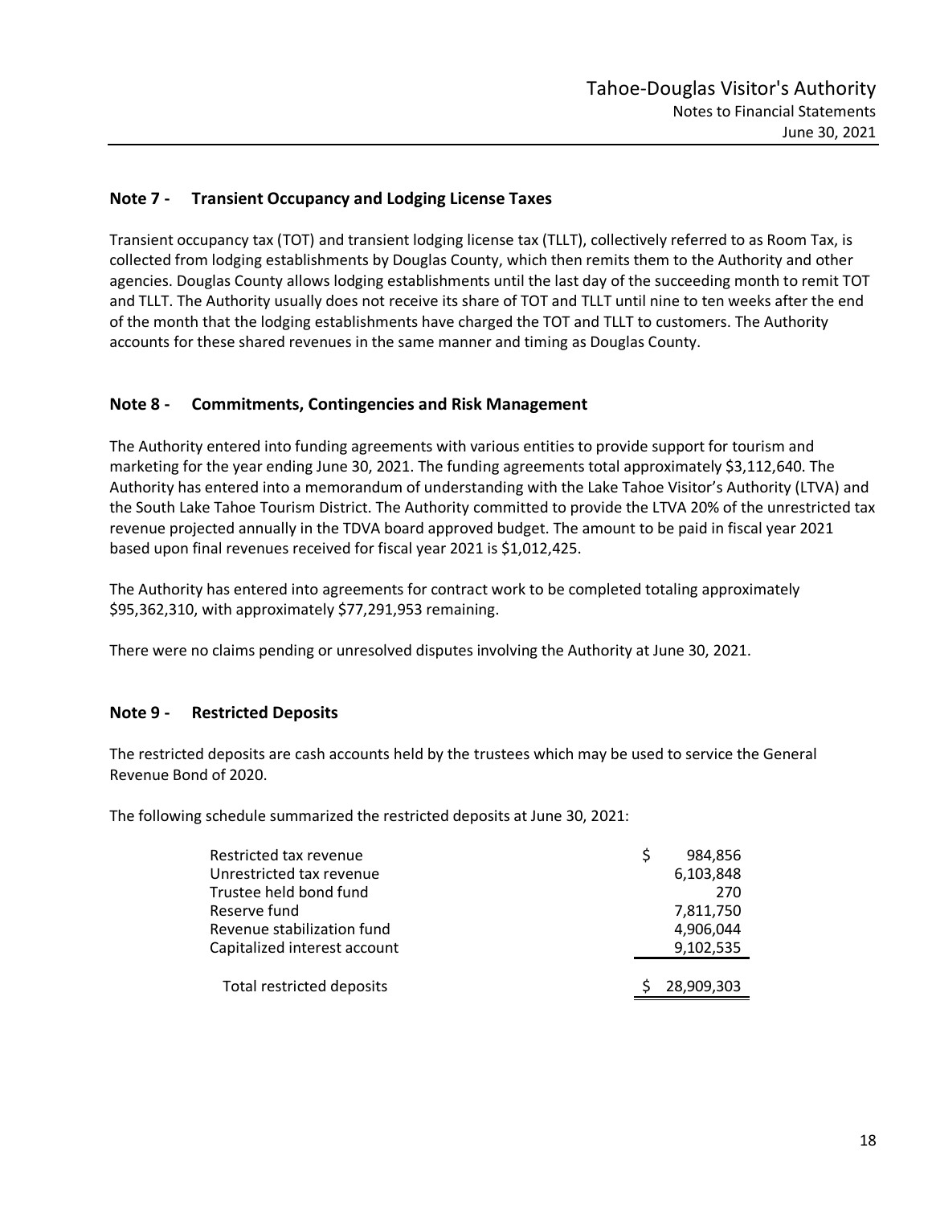## Note 7 - Transient Occupancy and Lodging License Taxes

Transient occupancy tax (TOT) and transient lodging license tax (TLLT), collectively referred to as Room Tax, is collected from lodging establishments by Douglas County, which then remits them to the Authority and other agencies. Douglas County allows lodging establishments until the last day of the succeeding month to remit TOT and TLLT. The Authority usually does not receive its share of TOT and TLLT until nine to ten weeks after the end of the month that the lodging establishments have charged the TOT and TLLT to customers. The Authority accounts for these shared revenues in the same manner and timing as Douglas County.

## Note 8 - Commitments, Contingencies and Risk Management

The Authority entered into funding agreements with various entities to provide support for tourism and marketing for the year ending June 30, 2021. The funding agreements total approximately $3,112,640. The Authority has entered into a memorandum of understanding with the Lake Tahoe Visitor's Authority (LTVA) and the South Lake Tahoe Tourism District. The Authority committed to provide the LTVA 20% of the unrestricted tax revenue projected annually in the TDVA board approved budget. The amount to be paid in fiscal year 2021 based upon final revenues received for fiscal year 2021 is $1,012,425.

The Authority has entered into agreements for contract work to be completed totaling approximately $95,362,310, with approximately $77,291,953 remaining.

There were no claims pending or unresolved disputes involving the Authority at June 30, 2021.

## Note 9 - Restricted Deposits

The restricted deposits are cash accounts held by the trustees which may be used to service the General Revenue Bond of 2020.

The following schedule summarized the restricted deposits at June 30, 2021:

| | |
|---|---|
| Restricted tax revenue | $ 984,856 |
| Unrestricted tax revenue | 6,103,848 |
| Trustee held bond fund | 270 |
| Reserve fund | 7,811,750 |
| Revenue stabilization fund | 4,906,044 |
| Capitalized interest account | 9,102,535 |
| Total restricted deposits | $ 28,909,303 |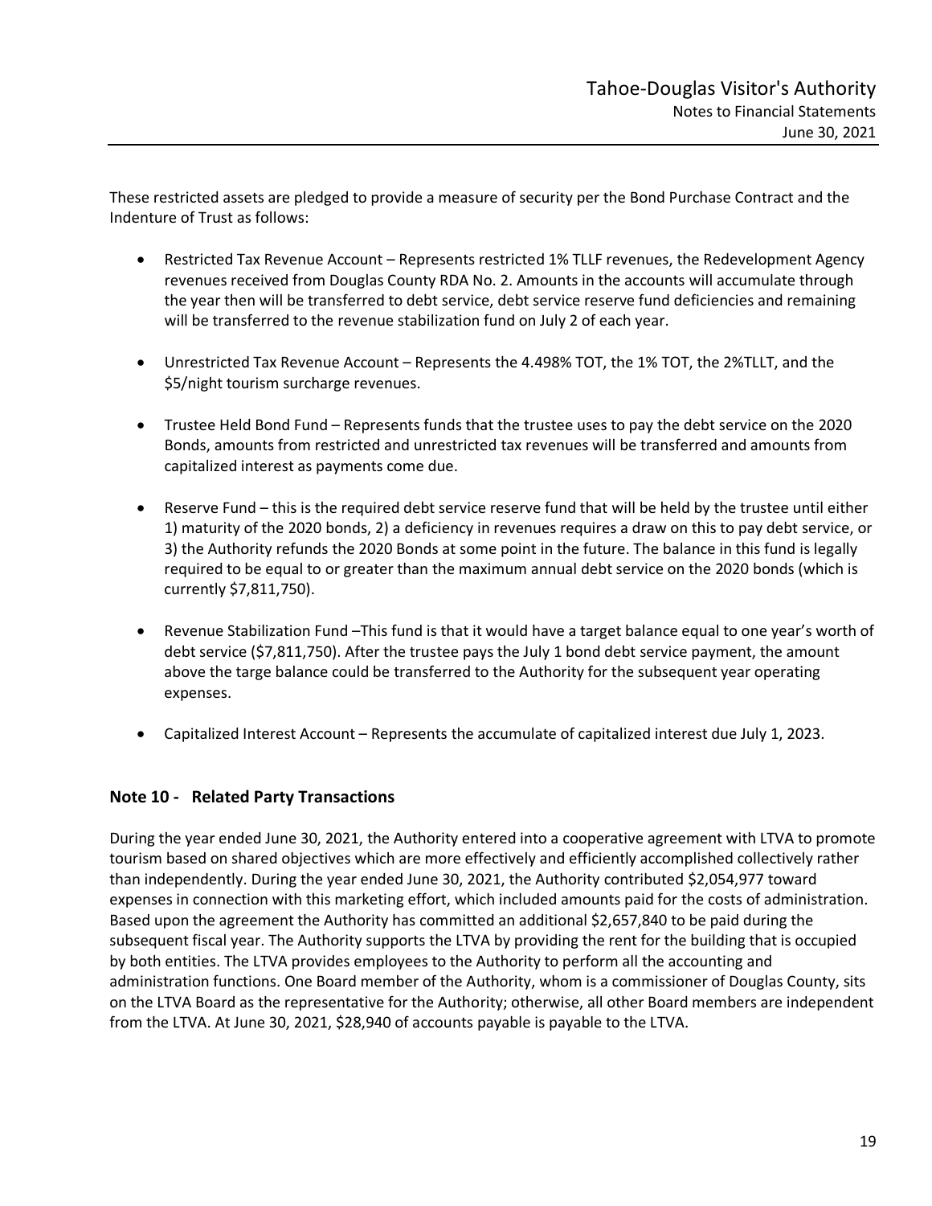These restricted assets are pledged to provide a measure of security per the Bond Purchase Contract and the Indenture of Trust as follows:

- Restricted Tax Revenue Account – Represents restricted 1% TLLF revenues, the Redevelopment Agency revenues received from Douglas County RDA No. 2. Amounts in the accounts will accumulate through the year then will be transferred to debt service, debt service reserve fund deficiencies and remaining will be transferred to the revenue stabilization fund on July 2 of each year.

- Unrestricted Tax Revenue Account – Represents the 4.498% TOT, the 1% TOT, the 2%TLLT, and the $5/night tourism surcharge revenues.

- Trustee Held Bond Fund – Represents funds that the trustee uses to pay the debt service on the 2020 Bonds, amounts from restricted and unrestricted tax revenues will be transferred and amounts from capitalized interest as payments come due.

- Reserve Fund – this is the required debt service reserve fund that will be held by the trustee until either 1) maturity of the 2020 bonds, 2) a deficiency in revenues requires a draw on this to pay debt service, or 3) the Authority refunds the 2020 Bonds at some point in the future. The balance in this fund is legally required to be equal to or greater than the maximum annual debt service on the 2020 bonds (which is currently $7,811,750).

- Revenue Stabilization Fund –This fund is that it would have a target balance equal to one year's worth of debt service ($7,811,750). After the trustee pays the July 1 bond debt service payment, the amount above the targe balance could be transferred to the Authority for the subsequent year operating expenses.

- Capitalized Interest Account – Represents the accumulate of capitalized interest due July 1, 2023.

## Note 10 - Related Party Transactions

During the year ended June 30, 2021, the Authority entered into a cooperative agreement with LTVA to promote tourism based on shared objectives which are more effectively and efficiently accomplished collectively rather than independently. During the year ended June 30, 2021, the Authority contributed $2,054,977 toward expenses in connection with this marketing effort, which included amounts paid for the costs of administration. Based upon the agreement the Authority has committed an additional $2,657,840 to be paid during the subsequent fiscal year. The Authority supports the LTVA by providing the rent for the building that is occupied by both entities. The LTVA provides employees to the Authority to perform all the accounting and administration functions. One Board member of the Authority, whom is a commissioner of Douglas County, sits on the LTVA Board as the representative for the Authority; otherwise, all other Board members are independent from the LTVA. At June 30, 2021, $28,940 of accounts payable is payable to the LTVA.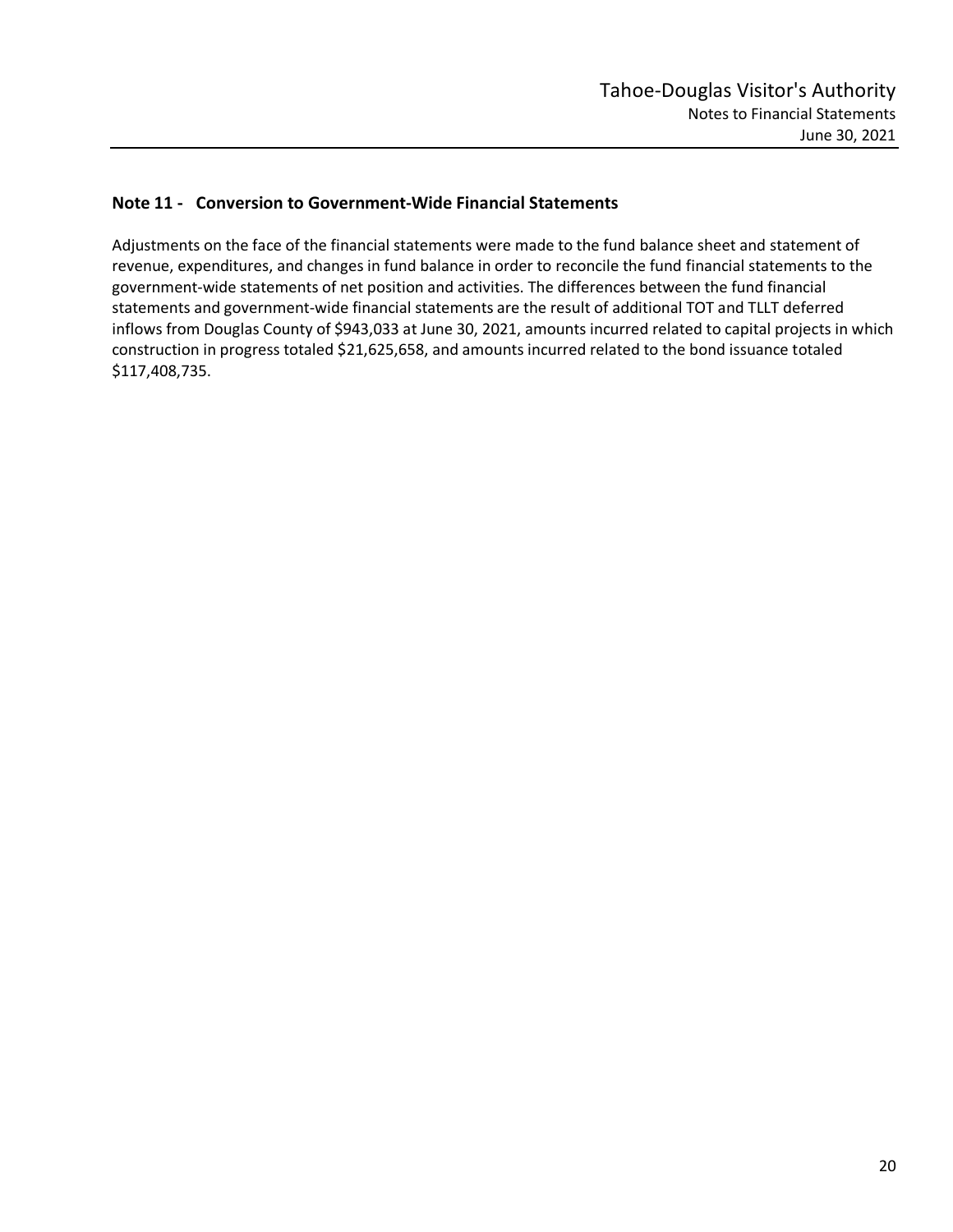## Note 11 - Conversion to Government-Wide Financial Statements

Adjustments on the face of the financial statements were made to the fund balance sheet and statement of revenue, expenditures, and changes in fund balance in order to reconcile the fund financial statements to the government-wide statements of net position and activities. The differences between the fund financial statements and government-wide financial statements are the result of additional TOT and TLLT deferred inflows from Douglas County of $943,033 at June 30, 2021, amounts incurred related to capital projects in which construction in progress totaled $21,625,658, and amounts incurred related to the bond issuance totaled $117,408,735.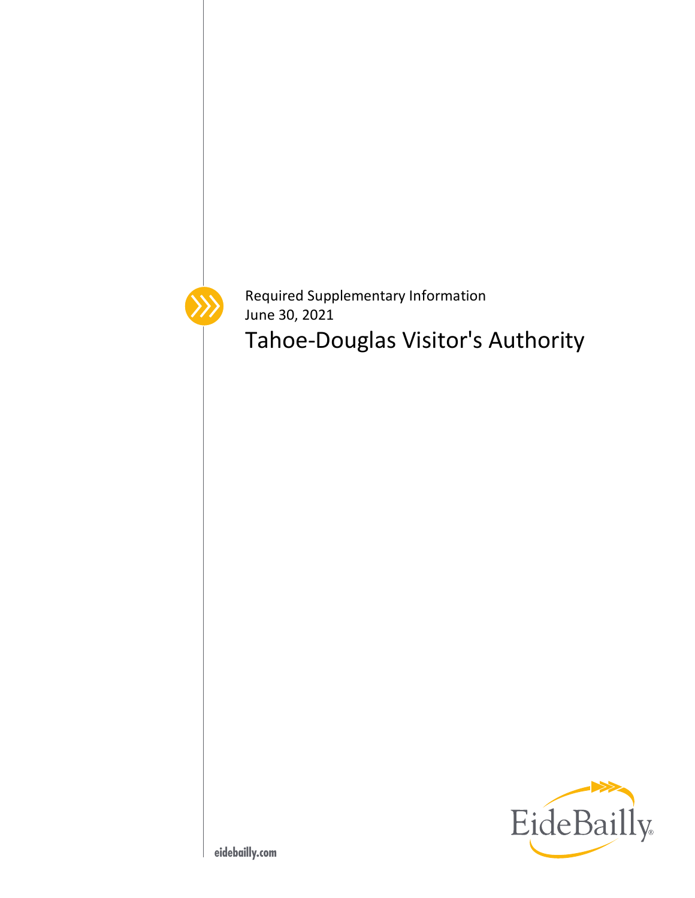Required Supplementary Information
June 30, 2021

# Tahoe-Douglas Visitor's Authority

EideBailly

eidebailly.com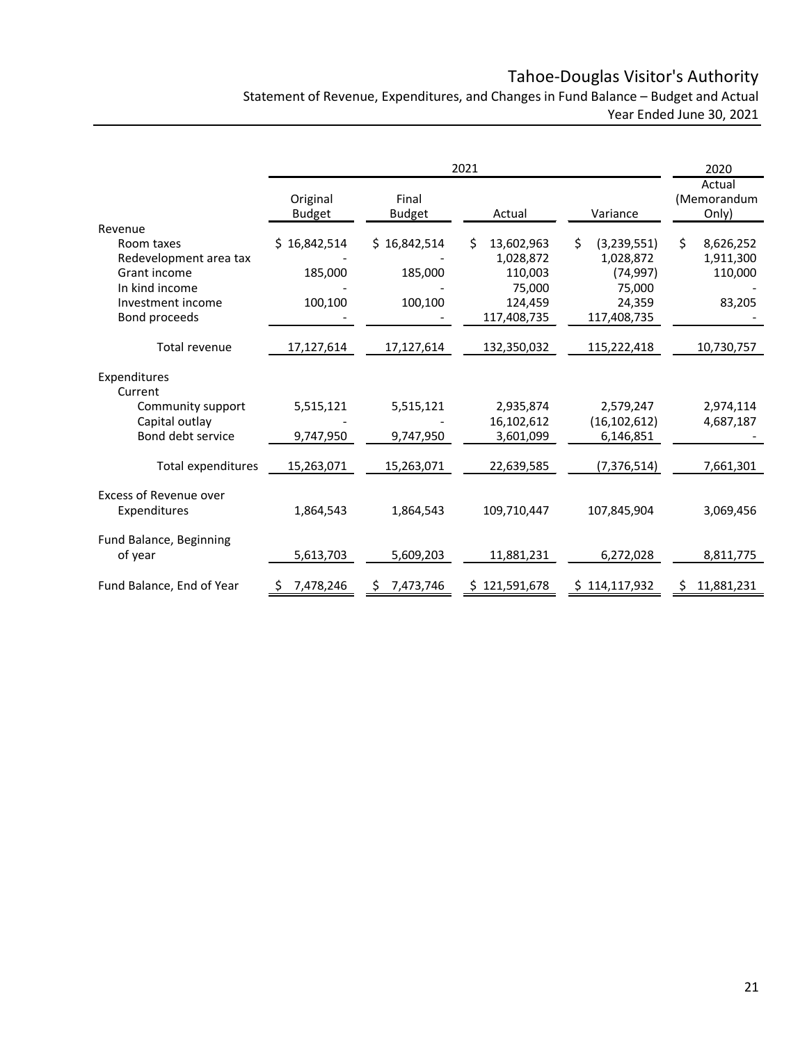# Tahoe-Douglas Visitor's Authority

Statement of Revenue, Expenditures, and Changes in Fund Balance – Budget and Actual
Year Ended June 30, 2021

| | 2021 | | | | 2020 |
|---|---|---|---|---|---|
| | Original Budget | Final Budget | Actual | Variance | Actual (Memorandum Only) |
| **Revenue** | | | | | |
| Room taxes | $ 16,842,514 | $ 16,842,514 | $ 13,602,963 | $ (3,239,551) | $ 8,626,252 |
| Redevelopment area tax | - | - | 1,028,872 | 1,028,872 | 1,911,300 |
| Grant income | 185,000 | 185,000 | 110,003 | (74,997) | 110,000 |
| In kind income | - | - | 75,000 | 75,000 | - |
| Investment income | 100,100 | 100,100 | 124,459 | 24,359 | 83,205 |
| Bond proceeds | - | - | 117,408,735 | 117,408,735 | - |
| Total revenue | 17,127,614 | 17,127,614 | 132,350,032 | 115,222,418 | 10,730,757 |
| **Expenditures** | | | | | |
| Current | | | | | |
| Community support | 5,515,121 | 5,515,121 | 2,935,874 | 2,579,247 | 2,974,114 |
| Capital outlay | - | - | 16,102,612 | (16,102,612) | 4,687,187 |
| Bond debt service | 9,747,950 | 9,747,950 | 3,601,099 | 6,146,851 | - |
| Total expenditures | 15,263,071 | 15,263,071 | 22,639,585 | (7,376,514) | 7,661,301 |
| Excess of Revenue over Expenditures | 1,864,543 | 1,864,543 | 109,710,447 | 107,845,904 | 3,069,456 |
| Fund Balance, Beginning of year | 5,613,703 | 5,609,203 | 11,881,231 | 6,272,028 | 8,811,775 |
| Fund Balance, End of Year | $ 7,478,246 | $ 7,473,746 | $ 121,591,678 | $ 114,117,932 | $ 11,881,231 |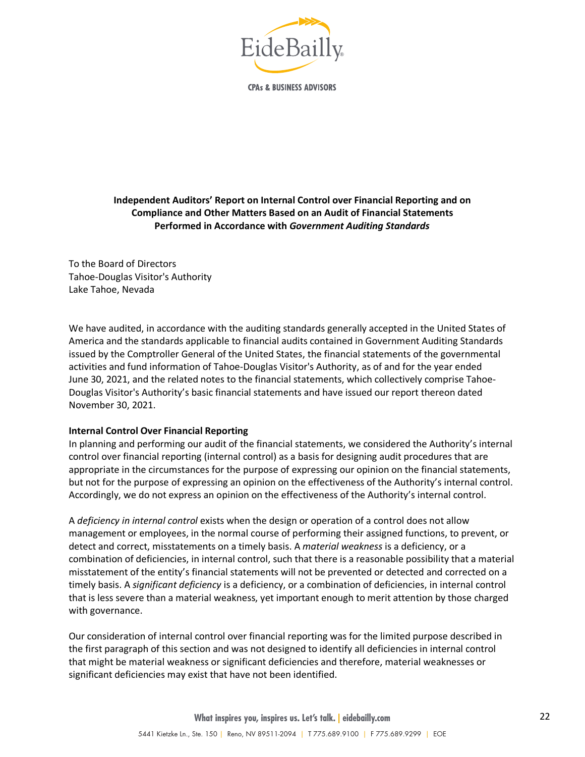**Independent Auditors' Report on Internal Control over Financial Reporting and on Compliance and Other Matters Based on an Audit of Financial Statements Performed in Accordance with *Government Auditing Standards***

To the Board of Directors
Tahoe-Douglas Visitor's Authority
Lake Tahoe, Nevada

We have audited, in accordance with the auditing standards generally accepted in the United States of America and the standards applicable to financial audits contained in Government Auditing Standards issued by the Comptroller General of the United States, the financial statements of the governmental activities and fund information of Tahoe-Douglas Visitor's Authority, as of and for the year ended June 30, 2021, and the related notes to the financial statements, which collectively comprise Tahoe-Douglas Visitor's Authority's basic financial statements and have issued our report thereon dated November 30, 2021.

**Internal Control Over Financial Reporting**

In planning and performing our audit of the financial statements, we considered the Authority's internal control over financial reporting (internal control) as a basis for designing audit procedures that are appropriate in the circumstances for the purpose of expressing our opinion on the financial statements, but not for the purpose of expressing an opinion on the effectiveness of the Authority's internal control. Accordingly, we do not express an opinion on the effectiveness of the Authority's internal control.

A *deficiency in internal control* exists when the design or operation of a control does not allow management or employees, in the normal course of performing their assigned functions, to prevent, or detect and correct, misstatements on a timely basis. A *material weakness* is a deficiency, or a combination of deficiencies, in internal control, such that there is a reasonable possibility that a material misstatement of the entity's financial statements will not be prevented or detected and corrected on a timely basis. A *significant deficiency* is a deficiency, or a combination of deficiencies, in internal control that is less severe than a material weakness, yet important enough to merit attention by those charged with governance.

Our consideration of internal control over financial reporting was for the limited purpose described in the first paragraph of this section and was not designed to identify all deficiencies in internal control that might be material weakness or significant deficiencies and therefore, material weaknesses or significant deficiencies may exist that have not been identified.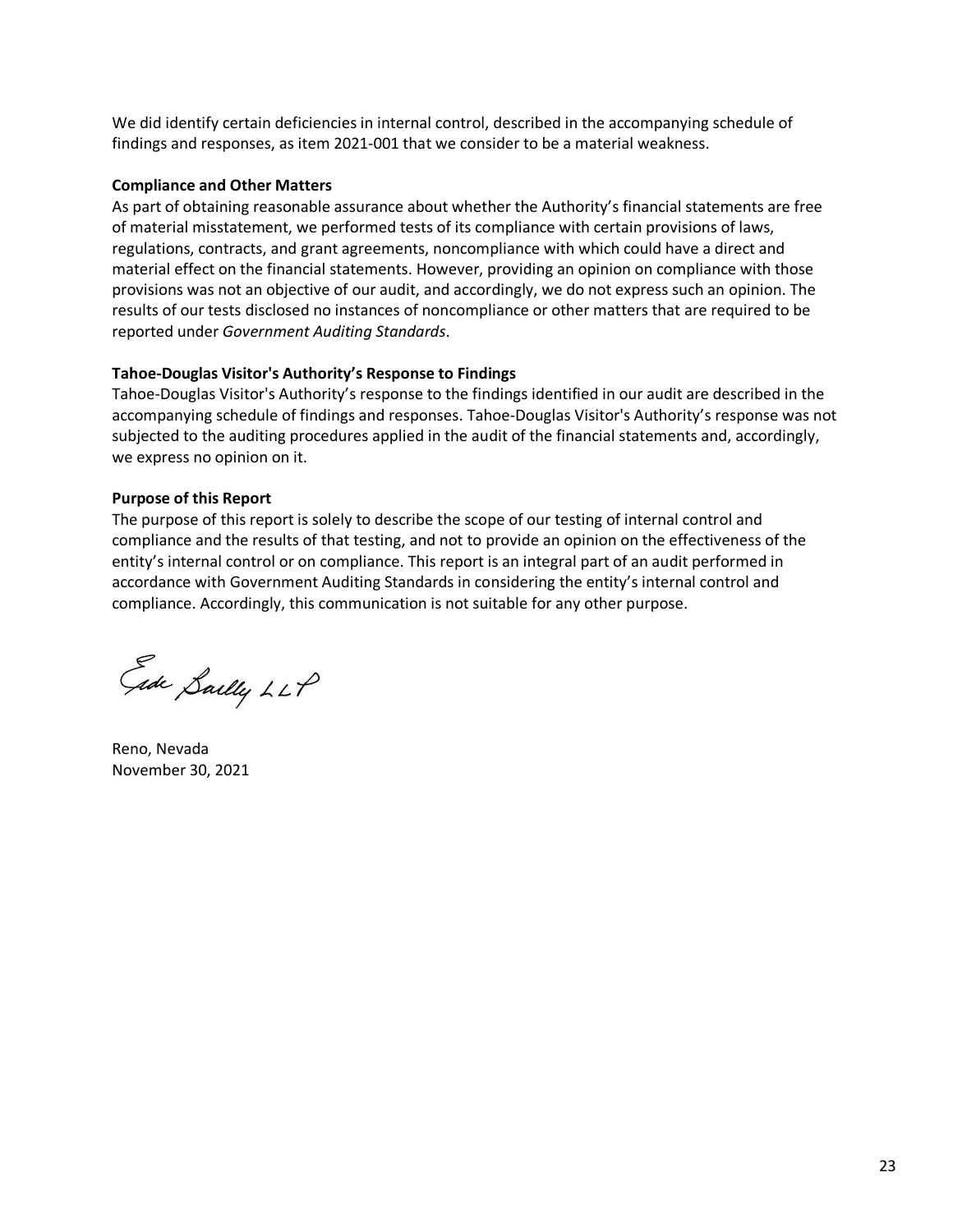We did identify certain deficiencies in internal control, described in the accompanying schedule of findings and responses, as item 2021-001 that we consider to be a material weakness.

**Compliance and Other Matters**

As part of obtaining reasonable assurance about whether the Authority's financial statements are free of material misstatement, we performed tests of its compliance with certain provisions of laws, regulations, contracts, and grant agreements, noncompliance with which could have a direct and material effect on the financial statements. However, providing an opinion on compliance with those provisions was not an objective of our audit, and accordingly, we do not express such an opinion. The results of our tests disclosed no instances of noncompliance or other matters that are required to be reported under *Government Auditing Standards*.

**Tahoe-Douglas Visitor's Authority's Response to Findings**

Tahoe-Douglas Visitor's Authority's response to the findings identified in our audit are described in the accompanying schedule of findings and responses. Tahoe-Douglas Visitor's Authority's response was not subjected to the auditing procedures applied in the audit of the financial statements and, accordingly, we express no opinion on it.

**Purpose of this Report**

The purpose of this report is solely to describe the scope of our testing of internal control and compliance and the results of that testing, and not to provide an opinion on the effectiveness of the entity's internal control or on compliance. This report is an integral part of an audit performed in accordance with Government Auditing Standards in considering the entity's internal control and compliance. Accordingly, this communication is not suitable for any other purpose.

Eide Bailly LLP

Reno, Nevada
November 30, 2021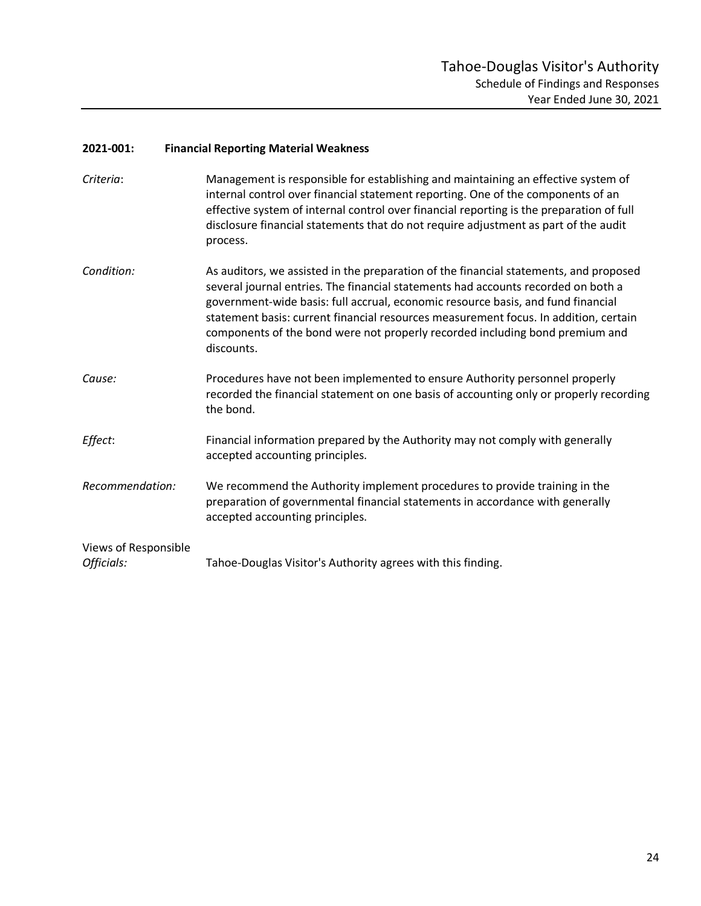## 2021-001: Financial Reporting Material Weakness

*Criteria*: Management is responsible for establishing and maintaining an effective system of internal control over financial statement reporting. One of the components of an effective system of internal control over financial reporting is the preparation of full disclosure financial statements that do not require adjustment as part of the audit process.

*Condition:* As auditors, we assisted in the preparation of the financial statements, and proposed several journal entries. The financial statements had accounts recorded on both a government-wide basis: full accrual, economic resource basis, and fund financial statement basis: current financial resources measurement focus. In addition, certain components of the bond were not properly recorded including bond premium and discounts.

*Cause:* Procedures have not been implemented to ensure Authority personnel properly recorded the financial statement on one basis of accounting only or properly recording the bond.

*Effect*: Financial information prepared by the Authority may not comply with generally accepted accounting principles.

*Recommendation:* We recommend the Authority implement procedures to provide training in the preparation of governmental financial statements in accordance with generally accepted accounting principles.

Views of Responsible *Officials:* Tahoe-Douglas Visitor's Authority agrees with this finding.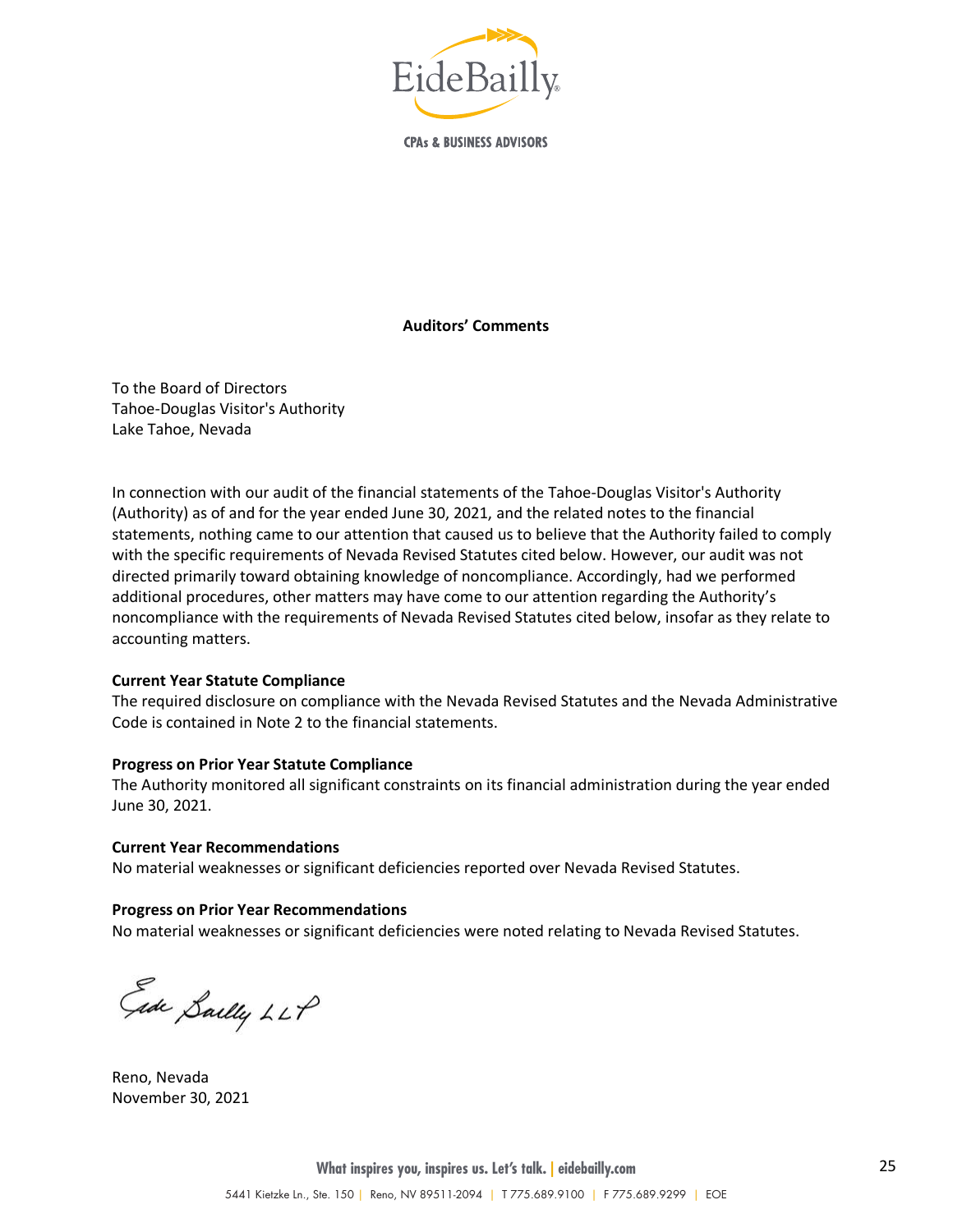**Auditors' Comments**

To the Board of Directors
Tahoe-Douglas Visitor's Authority
Lake Tahoe, Nevada

In connection with our audit of the financial statements of the Tahoe-Douglas Visitor's Authority (Authority) as of and for the year ended June 30, 2021, and the related notes to the financial statements, nothing came to our attention that caused us to believe that the Authority failed to comply with the specific requirements of Nevada Revised Statutes cited below. However, our audit was not directed primarily toward obtaining knowledge of noncompliance. Accordingly, had we performed additional procedures, other matters may have come to our attention regarding the Authority's noncompliance with the requirements of Nevada Revised Statutes cited below, insofar as they relate to accounting matters.

**Current Year Statute Compliance**
The required disclosure on compliance with the Nevada Revised Statutes and the Nevada Administrative Code is contained in Note 2 to the financial statements.

**Progress on Prior Year Statute Compliance**
The Authority monitored all significant constraints on its financial administration during the year ended June 30, 2021.

**Current Year Recommendations**
No material weaknesses or significant deficiencies reported over Nevada Revised Statutes.

**Progress on Prior Year Recommendations**
No material weaknesses or significant deficiencies were noted relating to Nevada Revised Statutes.

Eide Bailly LLP

Reno, Nevada
November 30, 2021